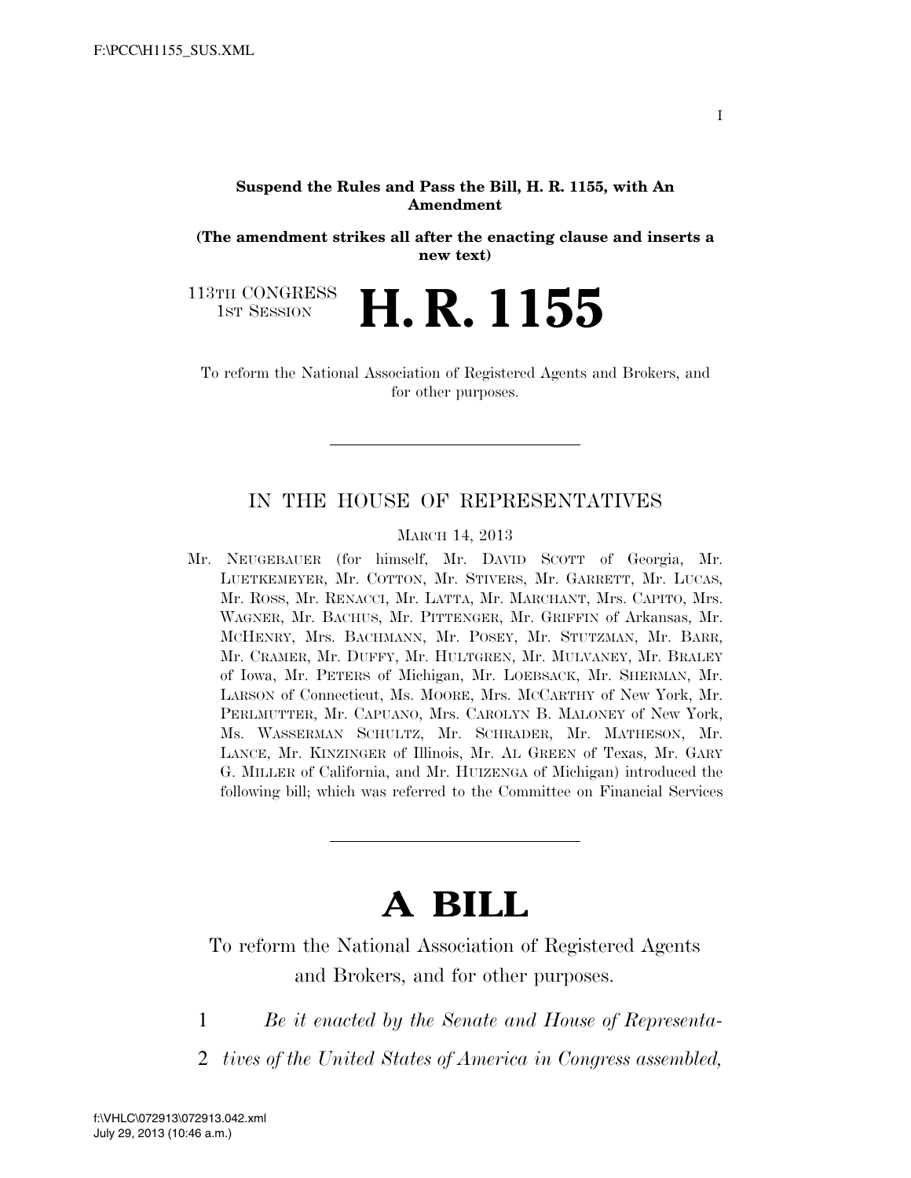**Suspend the Rules and Pass the Bill, H. R. 1155, with An Amendment**

**(The amendment strikes all after the enacting clause and inserts a new text)**

113TH CONGRESS
1ST SESSION

# H. R. 1155

To reform the National Association of Registered Agents and Brokers, and for other purposes.

---

IN THE HOUSE OF REPRESENTATIVES

MARCH 14, 2013

Mr. NEUGEBAUER (for himself, Mr. DAVID SCOTT of Georgia, Mr. LUETKEMEYER, Mr. COTTON, Mr. STIVERS, Mr. GARRETT, Mr. LUCAS, Mr. ROSS, Mr. RENACCI, Mr. LATTA, Mr. MARCHANT, Mrs. CAPITO, Mrs. WAGNER, Mr. BACHUS, Mr. PITTENGER, Mr. GRIFFIN of Arkansas, Mr. MCHENRY, Mrs. BACHMANN, Mr. POSEY, Mr. STUTZMAN, Mr. BARR, Mr. CRAMER, Mr. DUFFY, Mr. HULTGREN, Mr. MULVANEY, Mr. BRALEY of Iowa, Mr. PETERS of Michigan, Mr. LOEBSACK, Mr. SHERMAN, Mr. LARSON of Connecticut, Ms. MOORE, Mrs. MCCARTHY of New York, Mr. PERLMUTTER, Mr. CAPUANO, Mrs. CAROLYN B. MALONEY of New York, Ms. WASSERMAN SCHULTZ, Mr. SCHRADER, Mr. MATHESON, Mr. LANCE, Mr. KINZINGER of Illinois, Mr. AL GREEN of Texas, Mr. GARY G. MILLER of California, and Mr. HUIZENGA of Michigan) introduced the following bill; which was referred to the Committee on Financial Services

---

# A BILL

To reform the National Association of Registered Agents and Brokers, and for other purposes.

1 *Be it enacted by the Senate and House of Representa-*
2 *tives of the United States of America in Congress assembled,*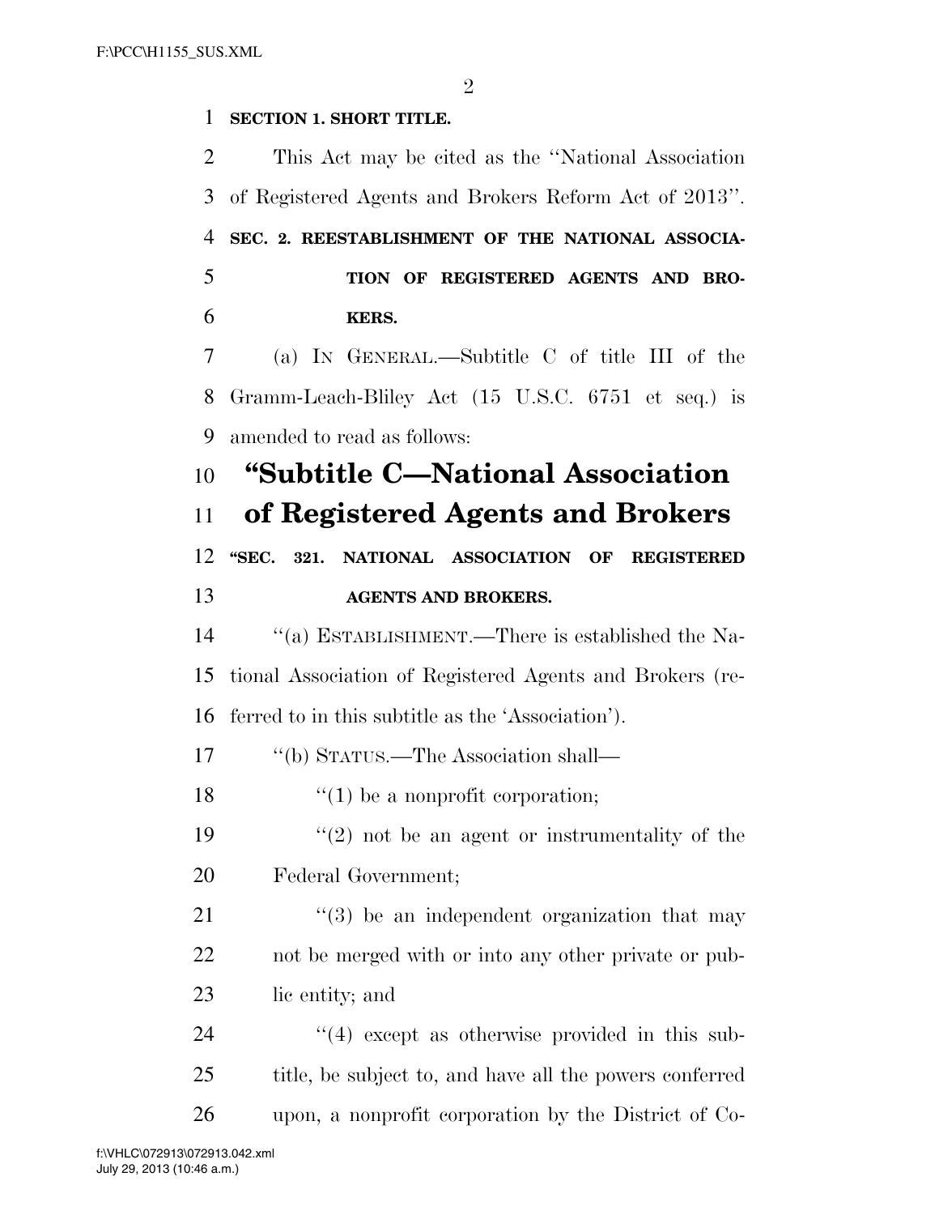**SECTION 1. SHORT TITLE.**

This Act may be cited as the ''National Association of Registered Agents and Brokers Reform Act of 2013''.

**SEC. 2. REESTABLISHMENT OF THE NATIONAL ASSOCIATION OF REGISTERED AGENTS AND BROKERS.**

(a) IN GENERAL.—Subtitle C of title III of the Gramm-Leach-Bliley Act (15 U.S.C. 6751 et seq.) is amended to read as follows:

# ''Subtitle C—National Association of Registered Agents and Brokers

**''SEC. 321. NATIONAL ASSOCIATION OF REGISTERED AGENTS AND BROKERS.**

''(a) ESTABLISHMENT.—There is established the National Association of Registered Agents and Brokers (referred to in this subtitle as the 'Association').

''(b) STATUS.—The Association shall—

''(1) be a nonprofit corporation;

''(2) not be an agent or instrumentality of the Federal Government;

''(3) be an independent organization that may not be merged with or into any other private or public entity; and

''(4) except as otherwise provided in this subtitle, be subject to, and have all the powers conferred upon, a nonprofit corporation by the District of Co-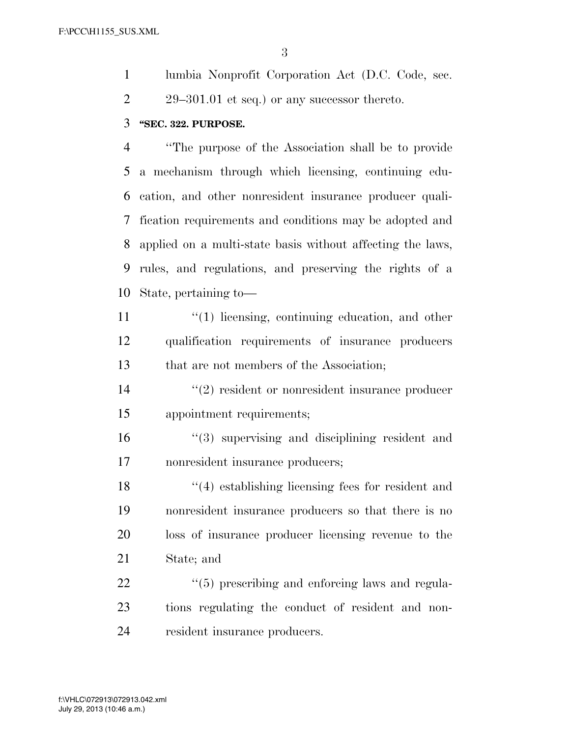lumbia Nonprofit Corporation Act (D.C. Code, sec. 29–301.01 et seq.) or any successor thereto.

**"SEC. 322. PURPOSE.**

"The purpose of the Association shall be to provide a mechanism through which licensing, continuing education, and other nonresident insurance producer qualification requirements and conditions may be adopted and applied on a multi-state basis without affecting the laws, rules, and regulations, and preserving the rights of a State, pertaining to—

"(1) licensing, continuing education, and other qualification requirements of insurance producers that are not members of the Association;

"(2) resident or nonresident insurance producer appointment requirements;

"(3) supervising and disciplining resident and nonresident insurance producers;

"(4) establishing licensing fees for resident and nonresident insurance producers so that there is no loss of insurance producer licensing revenue to the State; and

"(5) prescribing and enforcing laws and regulations regulating the conduct of resident and nonresident insurance producers.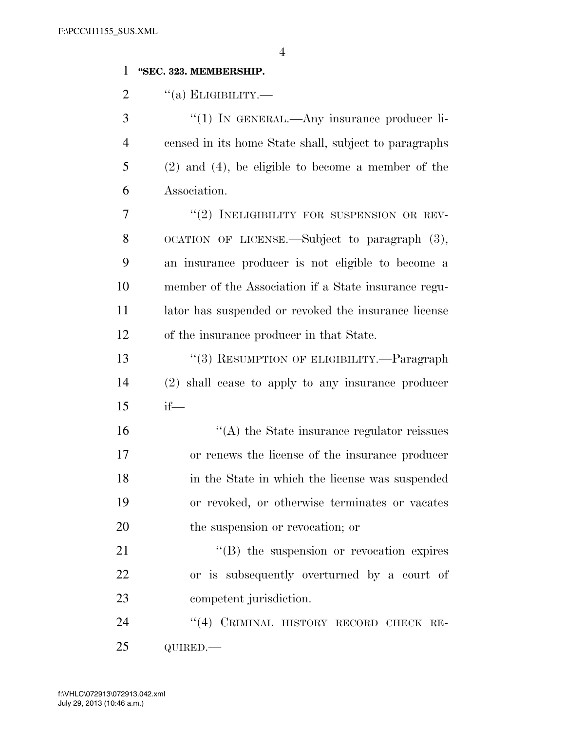**"SEC. 323. MEMBERSHIP.**

"(a) ELIGIBILITY.—

"(1) IN GENERAL.—Any insurance producer licensed in its home State shall, subject to paragraphs (2) and (4), be eligible to become a member of the Association.

"(2) INELIGIBILITY FOR SUSPENSION OR REVOCATION OF LICENSE.—Subject to paragraph (3), an insurance producer is not eligible to become a member of the Association if a State insurance regulator has suspended or revoked the insurance license of the insurance producer in that State.

"(3) RESUMPTION OF ELIGIBILITY.—Paragraph (2) shall cease to apply to any insurance producer if—

"(A) the State insurance regulator reissues or renews the license of the insurance producer in the State in which the license was suspended or revoked, or otherwise terminates or vacates the suspension or revocation; or

"(B) the suspension or revocation expires or is subsequently overturned by a court of competent jurisdiction.

"(4) CRIMINAL HISTORY RECORD CHECK REQUIRED.—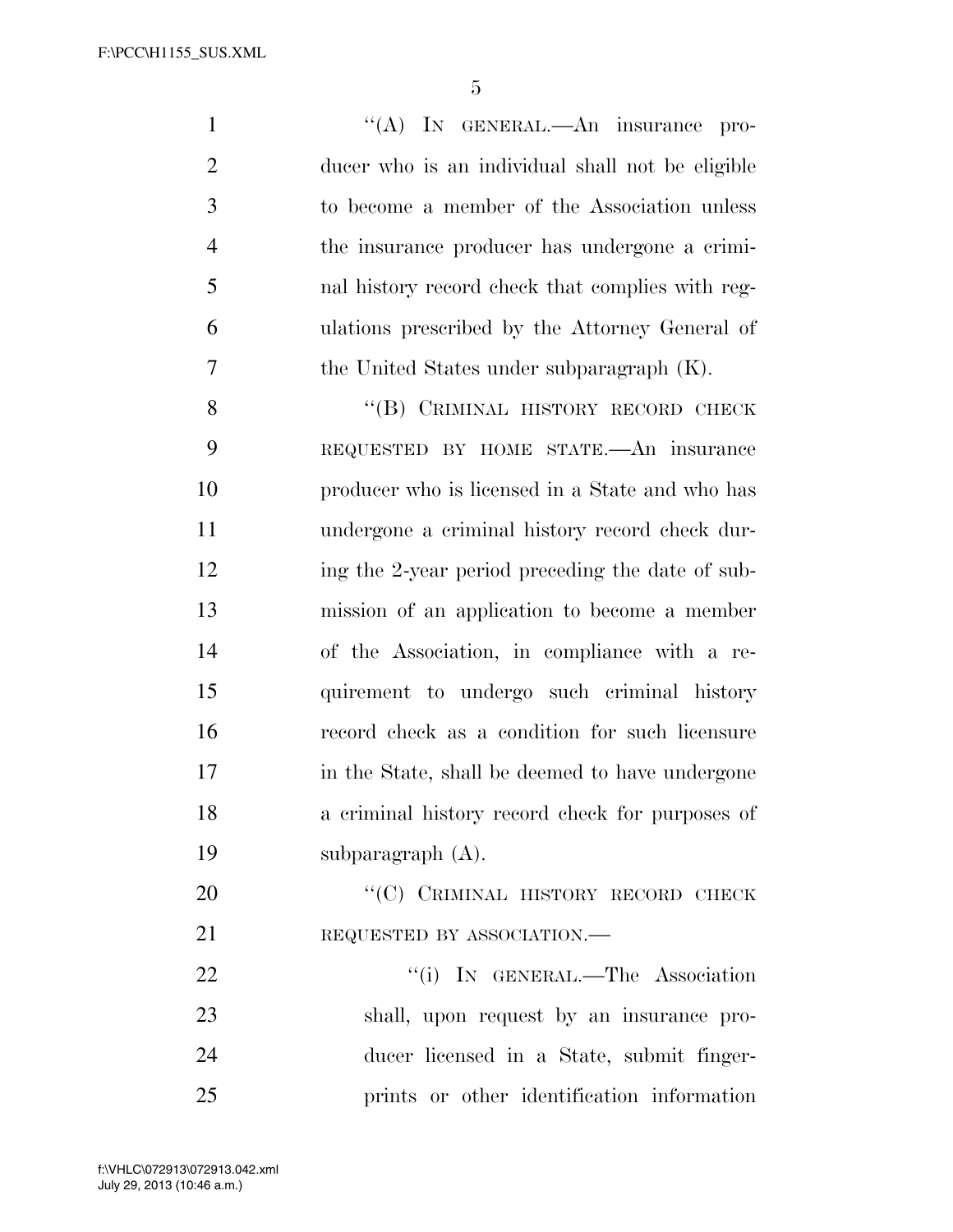"(A) IN GENERAL.—An insurance producer who is an individual shall not be eligible to become a member of the Association unless the insurance producer has undergone a criminal history record check that complies with regulations prescribed by the Attorney General of the United States under subparagraph (K).

"(B) CRIMINAL HISTORY RECORD CHECK REQUESTED BY HOME STATE.—An insurance producer who is licensed in a State and who has undergone a criminal history record check during the 2-year period preceding the date of submission of an application to become a member of the Association, in compliance with a requirement to undergo such criminal history record check as a condition for such licensure in the State, shall be deemed to have undergone a criminal history record check for purposes of subparagraph (A).

"(C) CRIMINAL HISTORY RECORD CHECK REQUESTED BY ASSOCIATION.—

"(i) IN GENERAL.—The Association shall, upon request by an insurance producer licensed in a State, submit fingerprints or other identification information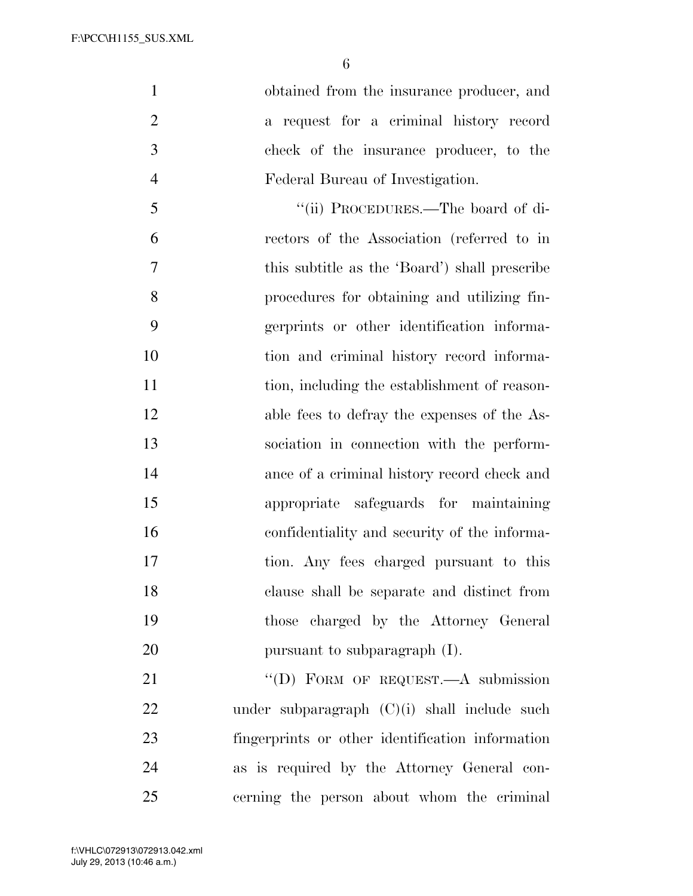obtained from the insurance producer, and a request for a criminal history record check of the insurance producer, to the Federal Bureau of Investigation.

"(ii) PROCEDURES.—The board of directors of the Association (referred to in this subtitle as the 'Board') shall prescribe procedures for obtaining and utilizing fingerprints or other identification information and criminal history record information, including the establishment of reasonable fees to defray the expenses of the Association in connection with the performance of a criminal history record check and appropriate safeguards for maintaining confidentiality and security of the information. Any fees charged pursuant to this clause shall be separate and distinct from those charged by the Attorney General pursuant to subparagraph (I).

"(D) FORM OF REQUEST.—A submission under subparagraph (C)(i) shall include such fingerprints or other identification information as is required by the Attorney General concerning the person about whom the criminal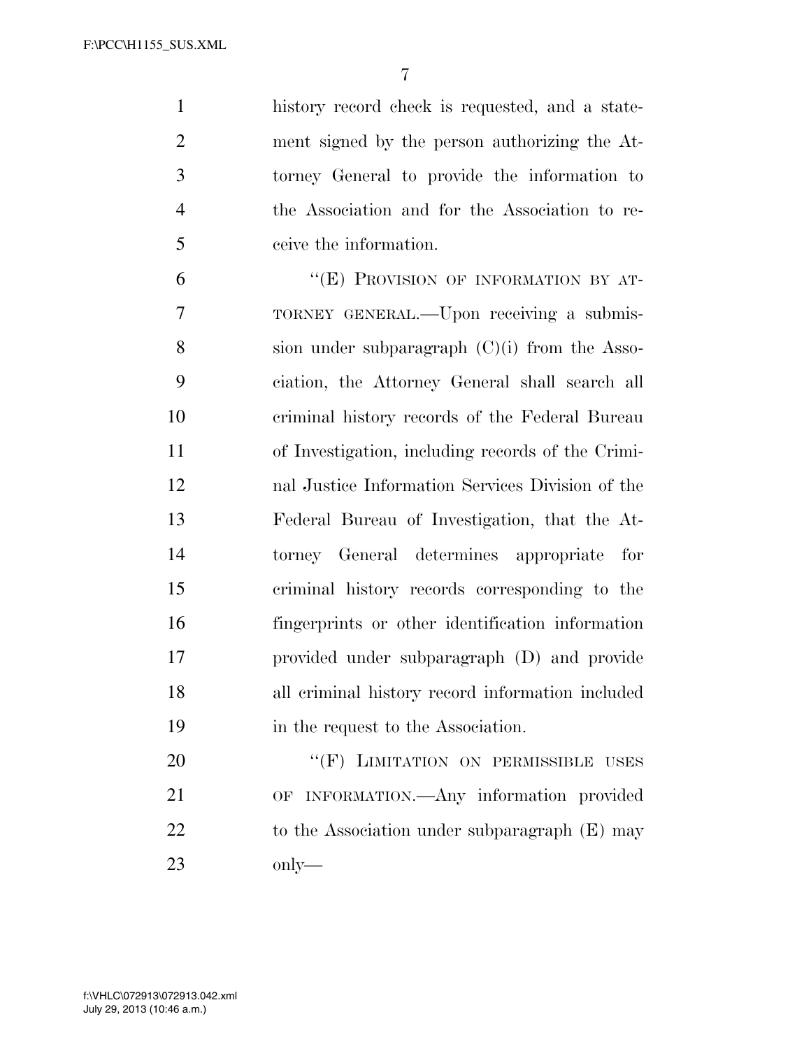history record check is requested, and a statement signed by the person authorizing the Attorney General to provide the information to the Association and for the Association to receive the information.

"(E) PROVISION OF INFORMATION BY ATTORNEY GENERAL.—Upon receiving a submission under subparagraph (C)(i) from the Association, the Attorney General shall search all criminal history records of the Federal Bureau of Investigation, including records of the Criminal Justice Information Services Division of the Federal Bureau of Investigation, that the Attorney General determines appropriate for criminal history records corresponding to the fingerprints or other identification information provided under subparagraph (D) and provide all criminal history record information included in the request to the Association.

"(F) LIMITATION ON PERMISSIBLE USES OF INFORMATION.—Any information provided to the Association under subparagraph (E) may only—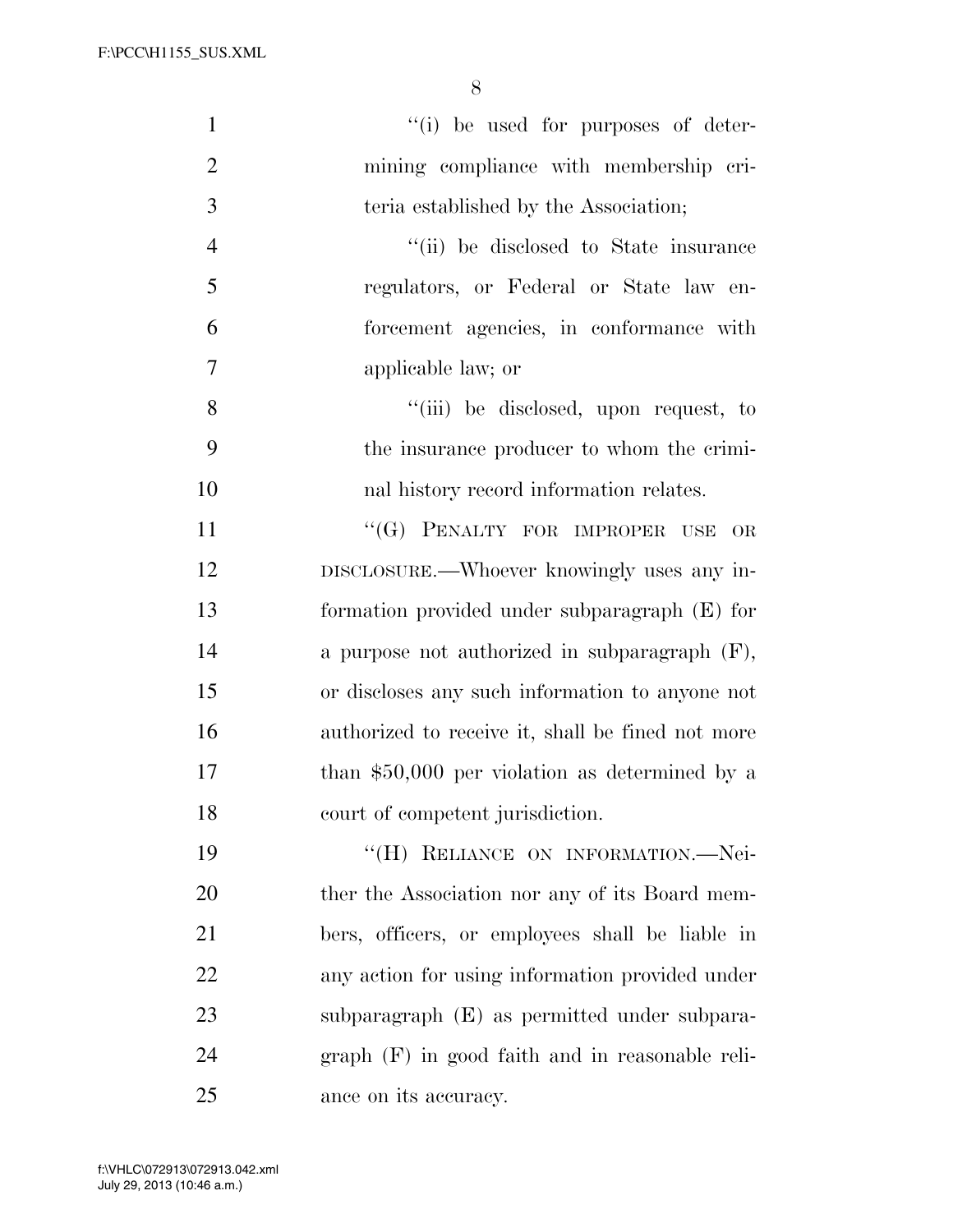''(i) be used for purposes of determining compliance with membership criteria established by the Association;

''(ii) be disclosed to State insurance regulators, or Federal or State law enforcement agencies, in conformance with applicable law; or

''(iii) be disclosed, upon request, to the insurance producer to whom the criminal history record information relates.

''(G) PENALTY FOR IMPROPER USE OR DISCLOSURE.—Whoever knowingly uses any information provided under subparagraph (E) for a purpose not authorized in subparagraph (F), or discloses any such information to anyone not authorized to receive it, shall be fined not more than $50,000 per violation as determined by a court of competent jurisdiction.

''(H) RELIANCE ON INFORMATION.—Neither the Association nor any of its Board members, officers, or employees shall be liable in any action for using information provided under subparagraph (E) as permitted under subparagraph (F) in good faith and in reasonable reliance on its accuracy.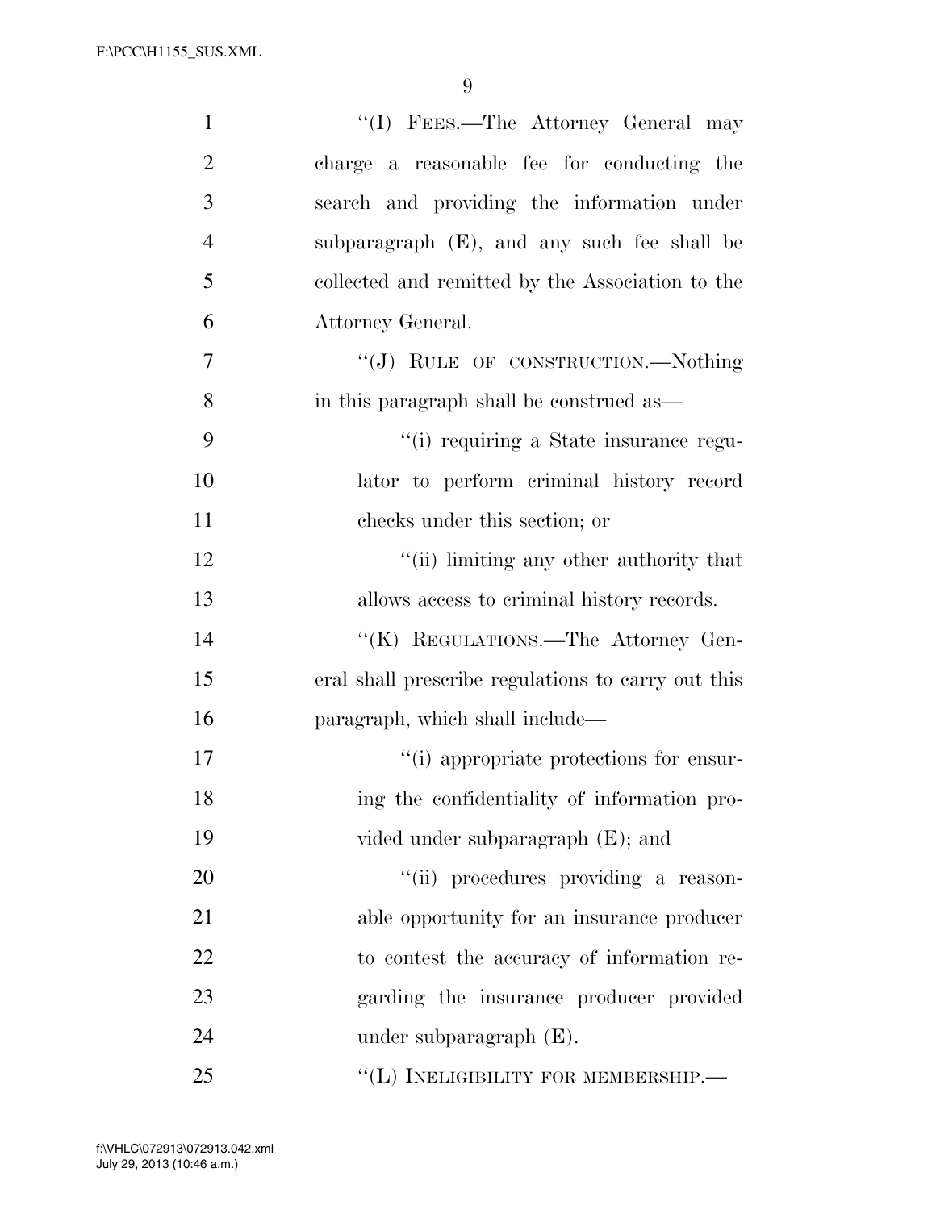''(I) FEES.—The Attorney General may charge a reasonable fee for conducting the search and providing the information under subparagraph (E), and any such fee shall be collected and remitted by the Association to the Attorney General.

''(J) RULE OF CONSTRUCTION.—Nothing in this paragraph shall be construed as—

''(i) requiring a State insurance regulator to perform criminal history record checks under this section; or

''(ii) limiting any other authority that allows access to criminal history records.

''(K) REGULATIONS.—The Attorney General shall prescribe regulations to carry out this paragraph, which shall include—

''(i) appropriate protections for ensuring the confidentiality of information provided under subparagraph (E); and

''(ii) procedures providing a reasonable opportunity for an insurance producer to contest the accuracy of information regarding the insurance producer provided under subparagraph (E).

''(L) INELIGIBILITY FOR MEMBERSHIP.—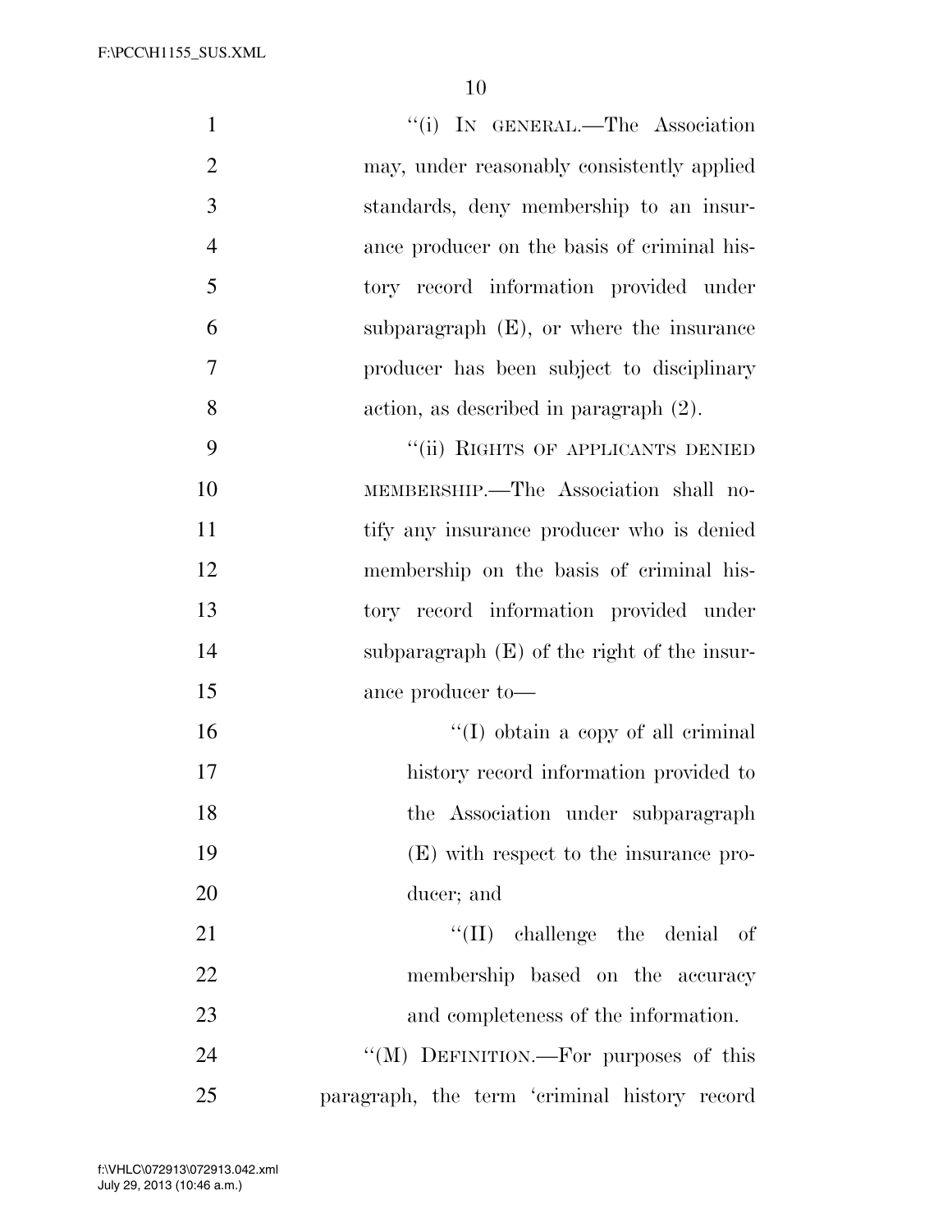"(i) IN GENERAL.—The Association may, under reasonably consistently applied standards, deny membership to an insurance producer on the basis of criminal history record information provided under subparagraph (E), or where the insurance producer has been subject to disciplinary action, as described in paragraph (2).

"(ii) RIGHTS OF APPLICANTS DENIED MEMBERSHIP.—The Association shall notify any insurance producer who is denied membership on the basis of criminal history record information provided under subparagraph (E) of the right of the insurance producer to—

"(I) obtain a copy of all criminal history record information provided to the Association under subparagraph (E) with respect to the insurance producer; and

"(II) challenge the denial of membership based on the accuracy and completeness of the information.

"(M) DEFINITION.—For purposes of this paragraph, the term 'criminal history record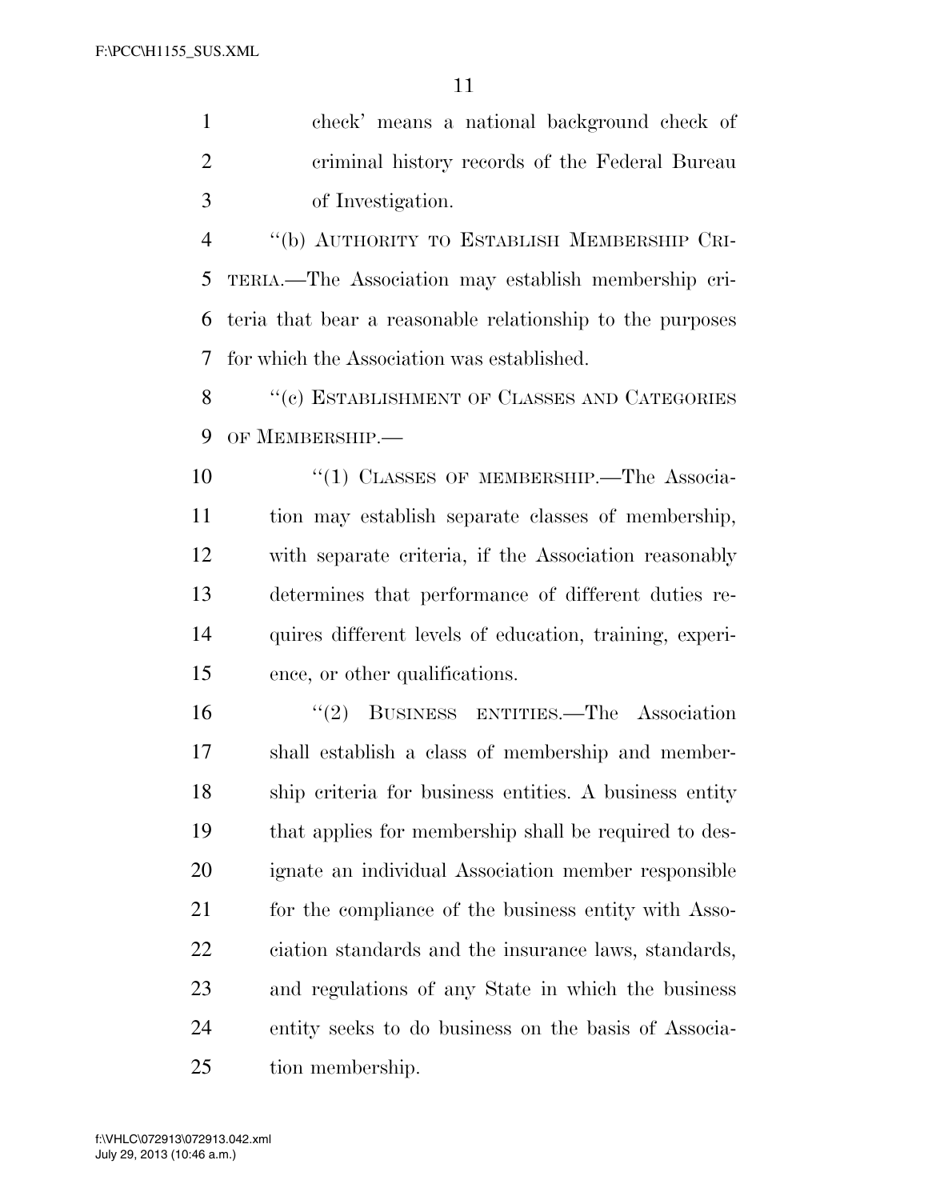check' means a national background check of criminal history records of the Federal Bureau of Investigation.

''(b) AUTHORITY TO ESTABLISH MEMBERSHIP CRITERIA.—The Association may establish membership criteria that bear a reasonable relationship to the purposes for which the Association was established.

''(c) ESTABLISHMENT OF CLASSES AND CATEGORIES OF MEMBERSHIP.—

''(1) CLASSES OF MEMBERSHIP.—The Association may establish separate classes of membership, with separate criteria, if the Association reasonably determines that performance of different duties requires different levels of education, training, experience, or other qualifications.

''(2) BUSINESS ENTITIES.—The Association shall establish a class of membership and membership criteria for business entities. A business entity that applies for membership shall be required to designate an individual Association member responsible for the compliance of the business entity with Association standards and the insurance laws, standards, and regulations of any State in which the business entity seeks to do business on the basis of Association membership.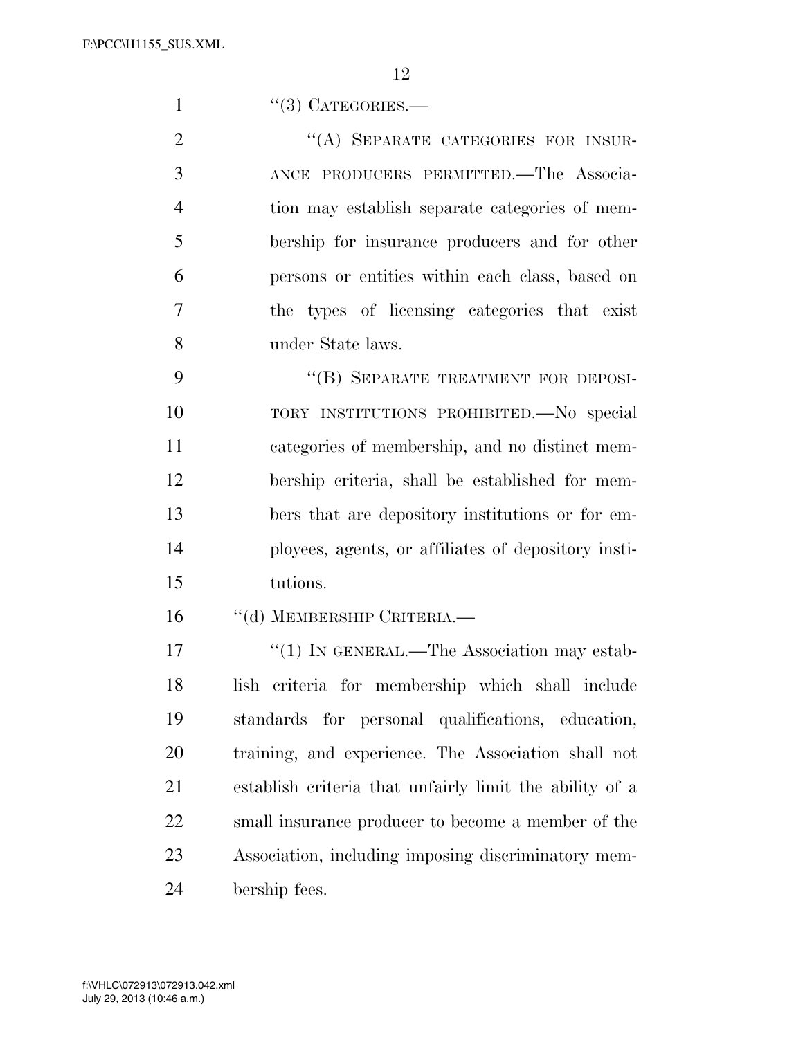''(3) CATEGORIES.—

''(A) SEPARATE CATEGORIES FOR INSURANCE PRODUCERS PERMITTED.—The Association may establish separate categories of membership for insurance producers and for other persons or entities within each class, based on the types of licensing categories that exist under State laws.

''(B) SEPARATE TREATMENT FOR DEPOSITORY INSTITUTIONS PROHIBITED.—No special categories of membership, and no distinct membership criteria, shall be established for members that are depository institutions or for employees, agents, or affiliates of depository institutions.

''(d) MEMBERSHIP CRITERIA.—

''(1) IN GENERAL.—The Association may establish criteria for membership which shall include standards for personal qualifications, education, training, and experience. The Association shall not establish criteria that unfairly limit the ability of a small insurance producer to become a member of the Association, including imposing discriminatory membership fees.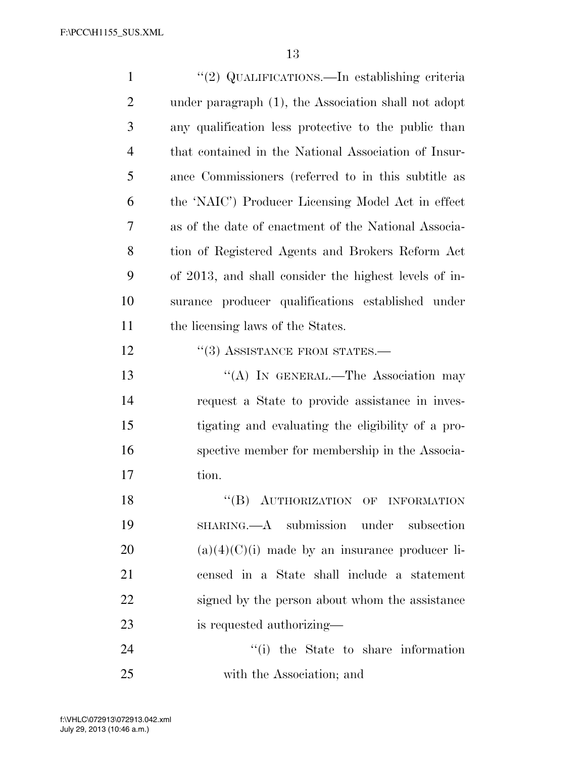"(2) QUALIFICATIONS.—In establishing criteria under paragraph (1), the Association shall not adopt any qualification less protective to the public than that contained in the National Association of Insurance Commissioners (referred to in this subtitle as the 'NAIC') Producer Licensing Model Act in effect as of the date of enactment of the National Association of Registered Agents and Brokers Reform Act of 2013, and shall consider the highest levels of insurance producer qualifications established under the licensing laws of the States.

"(3) ASSISTANCE FROM STATES.—

"(A) IN GENERAL.—The Association may request a State to provide assistance in investigating and evaluating the eligibility of a prospective member for membership in the Association.

"(B) AUTHORIZATION OF INFORMATION SHARING.—A submission under subsection (a)(4)(C)(i) made by an insurance producer licensed in a State shall include a statement signed by the person about whom the assistance is requested authorizing—

"(i) the State to share information with the Association; and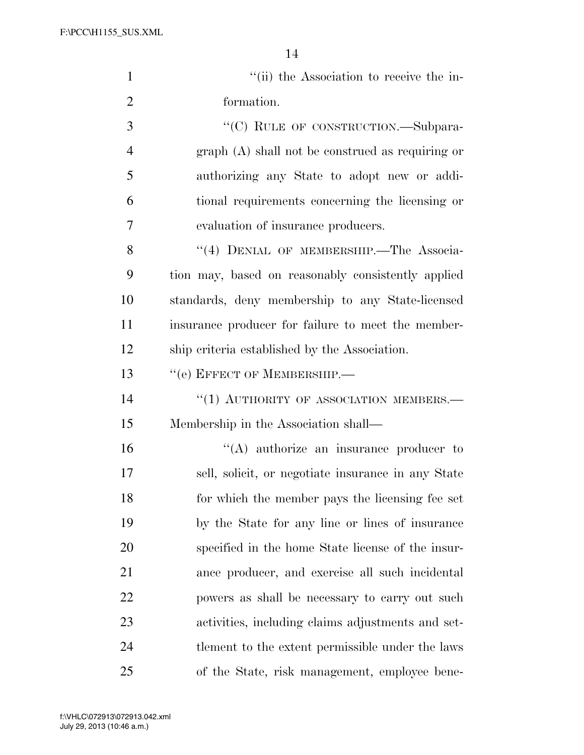''(ii) the Association to receive the information.

''(C) RULE OF CONSTRUCTION.—Subparagraph (A) shall not be construed as requiring or authorizing any State to adopt new or additional requirements concerning the licensing or evaluation of insurance producers.

''(4) DENIAL OF MEMBERSHIP.—The Association may, based on reasonably consistently applied standards, deny membership to any State-licensed insurance producer for failure to meet the membership criteria established by the Association.

''(e) EFFECT OF MEMBERSHIP.—

''(1) AUTHORITY OF ASSOCIATION MEMBERS.—Membership in the Association shall—

''(A) authorize an insurance producer to sell, solicit, or negotiate insurance in any State for which the member pays the licensing fee set by the State for any line or lines of insurance specified in the home State license of the insurance producer, and exercise all such incidental powers as shall be necessary to carry out such activities, including claims adjustments and settlement to the extent permissible under the laws of the State, risk management, employee bene-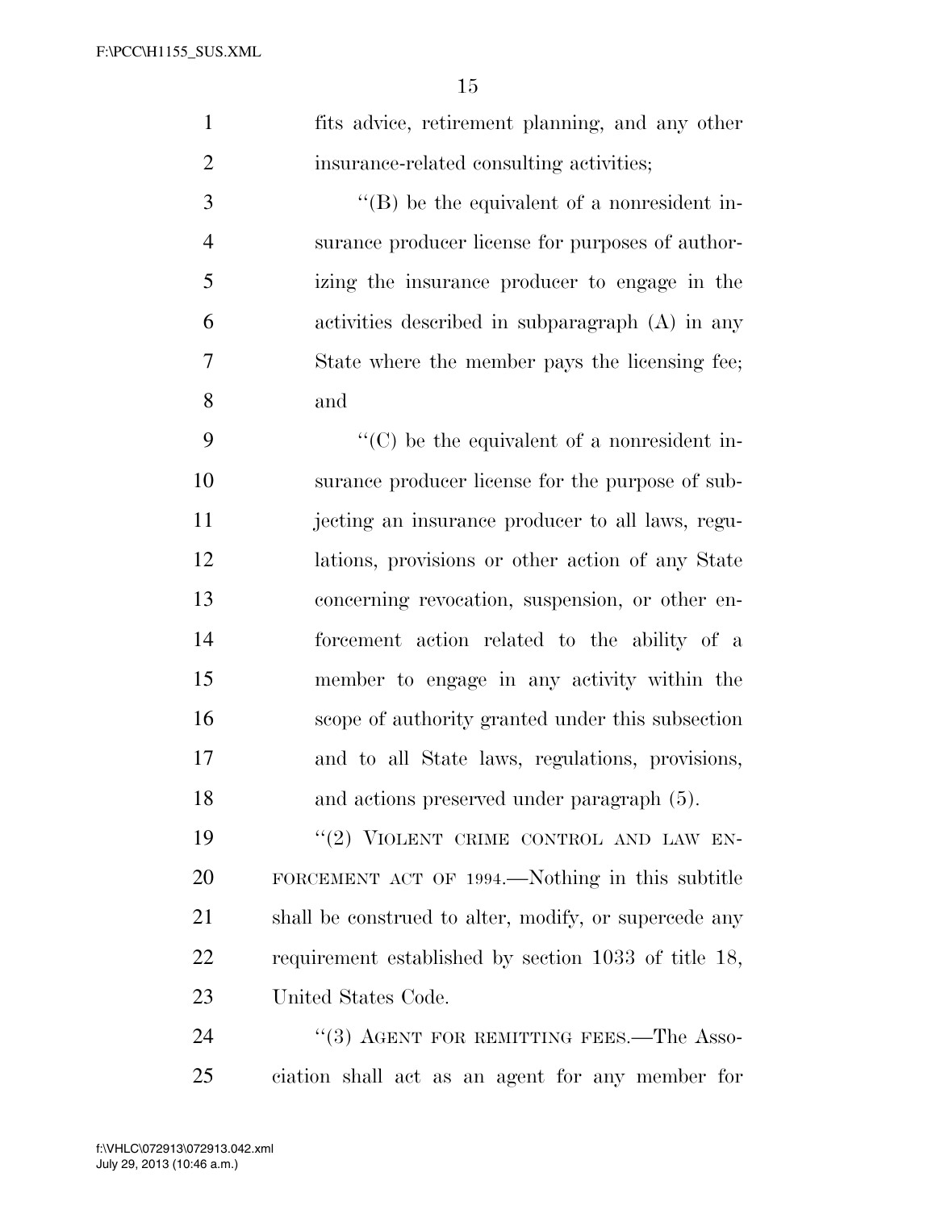fits advice, retirement planning, and any other insurance-related consulting activities;

''(B) be the equivalent of a nonresident insurance producer license for purposes of authorizing the insurance producer to engage in the activities described in subparagraph (A) in any State where the member pays the licensing fee; and

''(C) be the equivalent of a nonresident insurance producer license for the purpose of subjecting an insurance producer to all laws, regulations, provisions or other action of any State concerning revocation, suspension, or other enforcement action related to the ability of a member to engage in any activity within the scope of authority granted under this subsection and to all State laws, regulations, provisions, and actions preserved under paragraph (5).

''(2) VIOLENT CRIME CONTROL AND LAW ENFORCEMENT ACT OF 1994.—Nothing in this subtitle shall be construed to alter, modify, or supercede any requirement established by section 1033 of title 18, United States Code.

''(3) AGENT FOR REMITTING FEES.—The Association shall act as an agent for any member for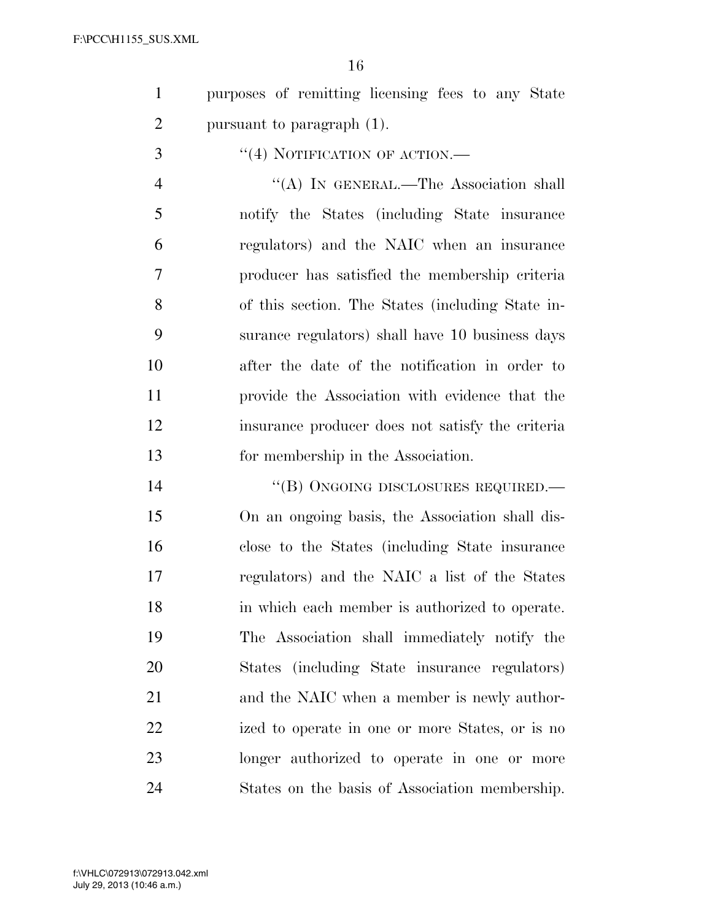purposes of remitting licensing fees to any State pursuant to paragraph (1).

''(4) NOTIFICATION OF ACTION.—

''(A) IN GENERAL.—The Association shall notify the States (including State insurance regulators) and the NAIC when an insurance producer has satisfied the membership criteria of this section. The States (including State insurance regulators) shall have 10 business days after the date of the notification in order to provide the Association with evidence that the insurance producer does not satisfy the criteria for membership in the Association.

''(B) ONGOING DISCLOSURES REQUIRED.— On an ongoing basis, the Association shall disclose to the States (including State insurance regulators) and the NAIC a list of the States in which each member is authorized to operate. The Association shall immediately notify the States (including State insurance regulators) and the NAIC when a member is newly authorized to operate in one or more States, or is no longer authorized to operate in one or more States on the basis of Association membership.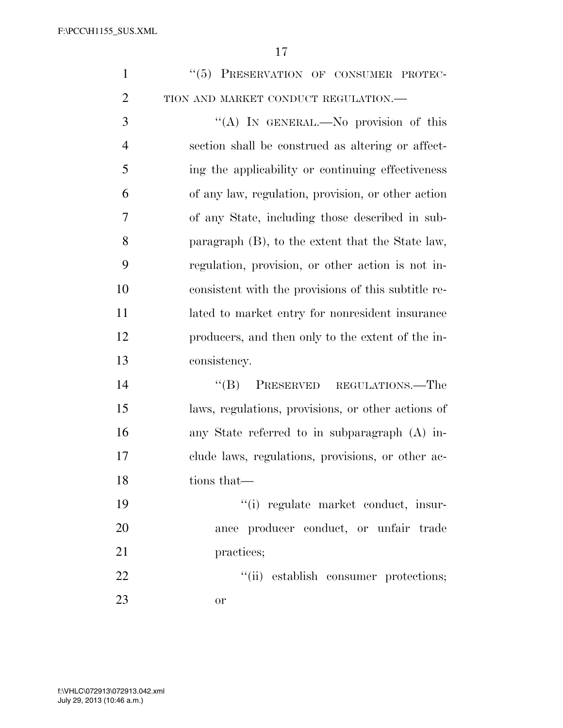"(5) PRESERVATION OF CONSUMER PROTECTION AND MARKET CONDUCT REGULATION.—

"(A) IN GENERAL.—No provision of this section shall be construed as altering or affecting the applicability or continuing effectiveness of any law, regulation, provision, or other action of any State, including those described in subparagraph (B), to the extent that the State law, regulation, provision, or other action is not inconsistent with the provisions of this subtitle related to market entry for nonresident insurance producers, and then only to the extent of the inconsistency.

"(B) PRESERVED REGULATIONS.—The laws, regulations, provisions, or other actions of any State referred to in subparagraph (A) include laws, regulations, provisions, or other actions that—

"(i) regulate market conduct, insurance producer conduct, or unfair trade practices;

"(ii) establish consumer protections; or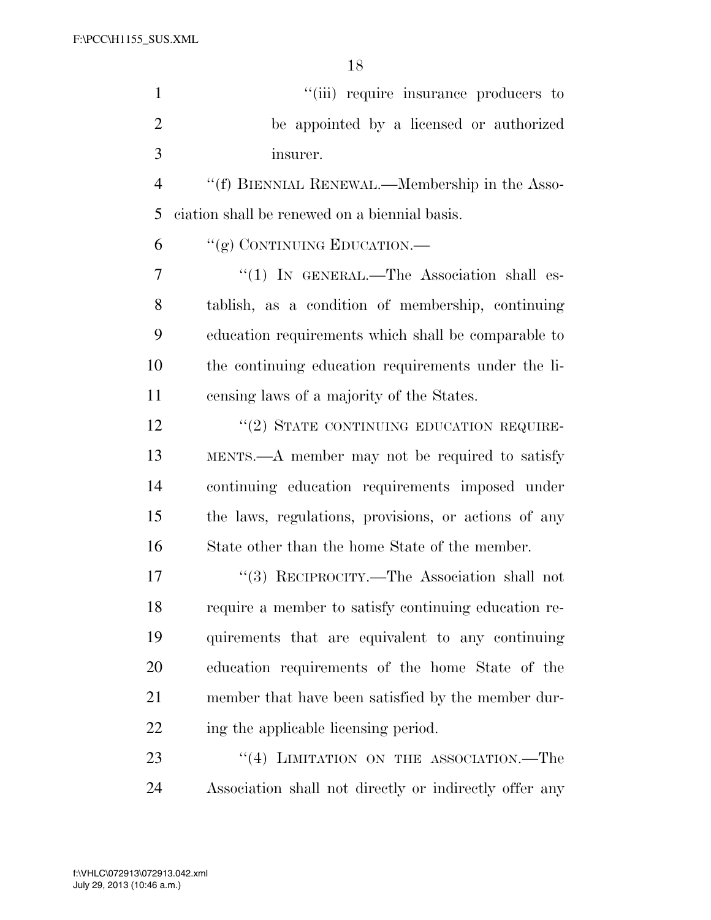''(iii) require insurance producers to be appointed by a licensed or authorized insurer.

''(f) BIENNIAL RENEWAL.—Membership in the Association shall be renewed on a biennial basis.

''(g) CONTINUING EDUCATION.—

''(1) IN GENERAL.—The Association shall establish, as a condition of membership, continuing education requirements which shall be comparable to the continuing education requirements under the licensing laws of a majority of the States.

''(2) STATE CONTINUING EDUCATION REQUIREMENTS.—A member may not be required to satisfy continuing education requirements imposed under the laws, regulations, provisions, or actions of any State other than the home State of the member.

''(3) RECIPROCITY.—The Association shall not require a member to satisfy continuing education requirements that are equivalent to any continuing education requirements of the home State of the member that have been satisfied by the member during the applicable licensing period.

''(4) LIMITATION ON THE ASSOCIATION.—The Association shall not directly or indirectly offer any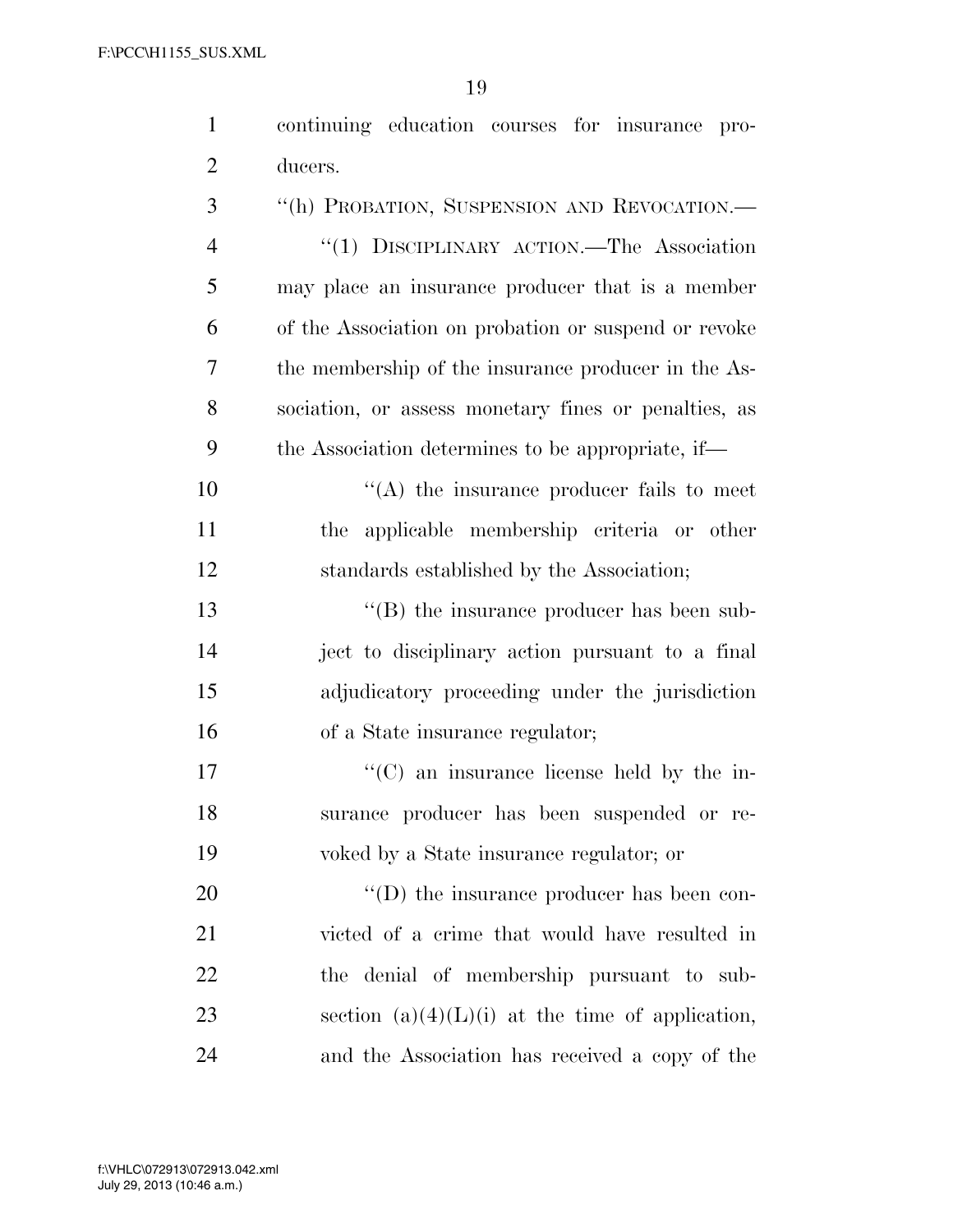continuing education courses for insurance producers.

''(h) PROBATION, SUSPENSION AND REVOCATION.—

''(1) DISCIPLINARY ACTION.—The Association may place an insurance producer that is a member of the Association on probation or suspend or revoke the membership of the insurance producer in the Association, or assess monetary fines or penalties, as the Association determines to be appropriate, if—

''(A) the insurance producer fails to meet the applicable membership criteria or other standards established by the Association;

''(B) the insurance producer has been subject to disciplinary action pursuant to a final adjudicatory proceeding under the jurisdiction of a State insurance regulator;

''(C) an insurance license held by the insurance producer has been suspended or revoked by a State insurance regulator; or

''(D) the insurance producer has been convicted of a crime that would have resulted in the denial of membership pursuant to subsection (a)(4)(L)(i) at the time of application, and the Association has received a copy of the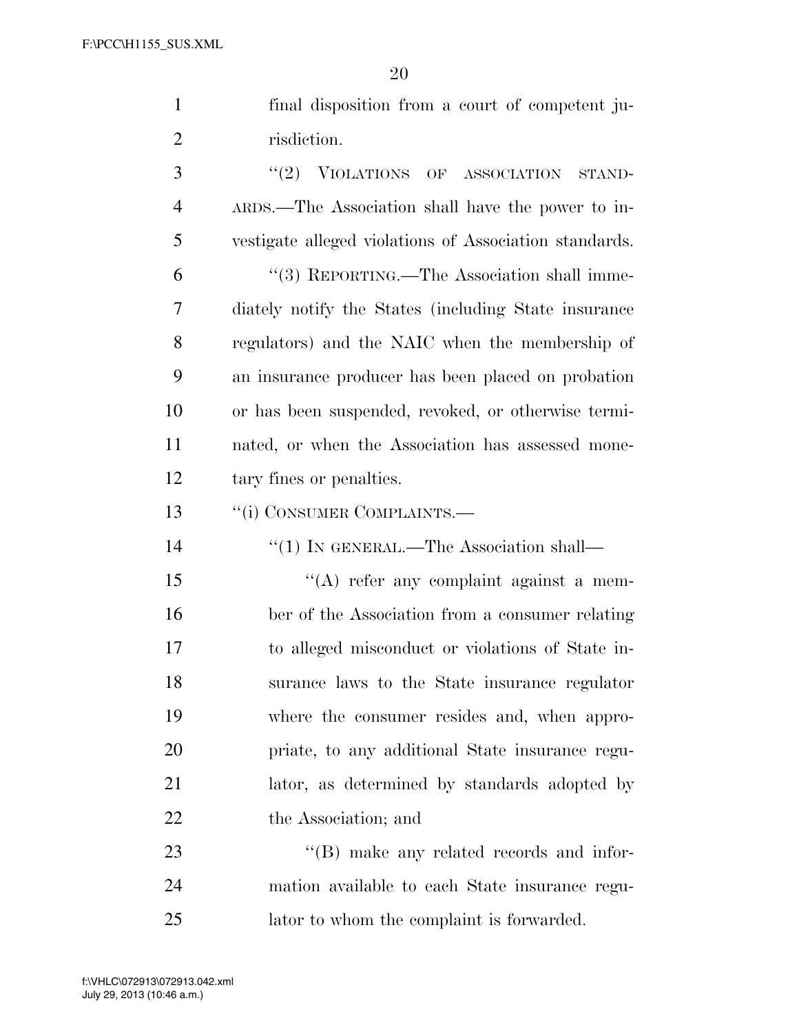final disposition from a court of competent jurisdiction.

"(2) VIOLATIONS OF ASSOCIATION STANDARDS.—The Association shall have the power to investigate alleged violations of Association standards.

"(3) REPORTING.—The Association shall immediately notify the States (including State insurance regulators) and the NAIC when the membership of an insurance producer has been placed on probation or has been suspended, revoked, or otherwise terminated, or when the Association has assessed monetary fines or penalties.

"(i) CONSUMER COMPLAINTS.—

"(1) IN GENERAL.—The Association shall—

"(A) refer any complaint against a member of the Association from a consumer relating to alleged misconduct or violations of State insurance laws to the State insurance regulator where the consumer resides and, when appropriate, to any additional State insurance regulator, as determined by standards adopted by the Association; and

"(B) make any related records and information available to each State insurance regulator to whom the complaint is forwarded.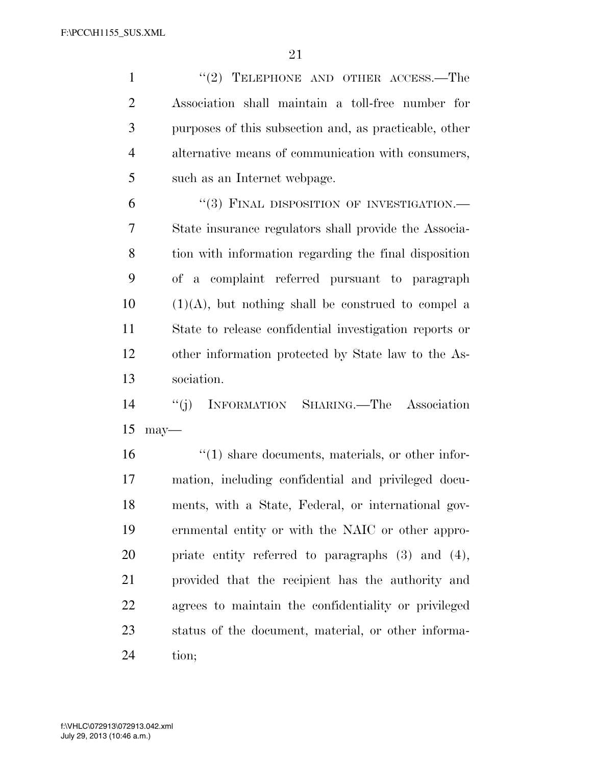"(2) TELEPHONE AND OTHER ACCESS.—The Association shall maintain a toll-free number for purposes of this subsection and, as practicable, other alternative means of communication with consumers, such as an Internet webpage.

"(3) FINAL DISPOSITION OF INVESTIGATION.—State insurance regulators shall provide the Association with information regarding the final disposition of a complaint referred pursuant to paragraph (1)(A), but nothing shall be construed to compel a State to release confidential investigation reports or other information protected by State law to the Association.

"(j) INFORMATION SHARING.—The Association may—

"(1) share documents, materials, or other information, including confidential and privileged documents, with a State, Federal, or international governmental entity or with the NAIC or other appropriate entity referred to paragraphs (3) and (4), provided that the recipient has the authority and agrees to maintain the confidentiality or privileged status of the document, material, or other information;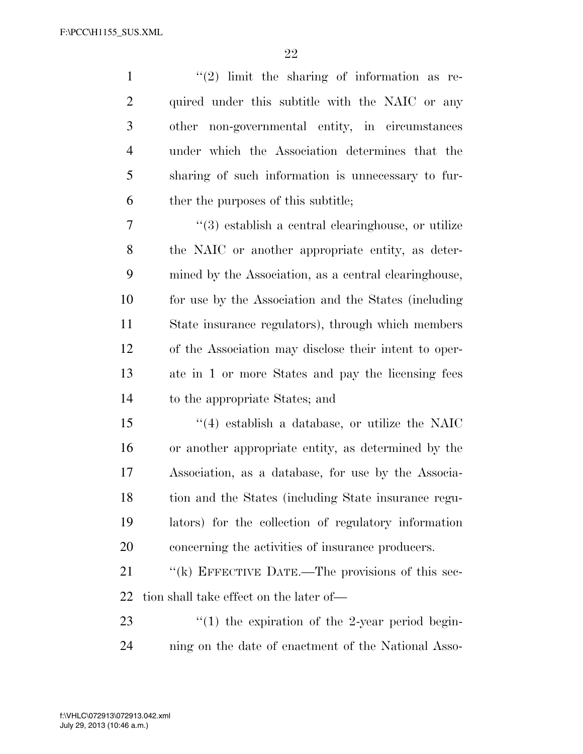"(2) limit the sharing of information as required under this subtitle with the NAIC or any other non-governmental entity, in circumstances under which the Association determines that the sharing of such information is unnecessary to further the purposes of this subtitle;

"(3) establish a central clearinghouse, or utilize the NAIC or another appropriate entity, as determined by the Association, as a central clearinghouse, for use by the Association and the States (including State insurance regulators), through which members of the Association may disclose their intent to operate in 1 or more States and pay the licensing fees to the appropriate States; and

"(4) establish a database, or utilize the NAIC or another appropriate entity, as determined by the Association, as a database, for use by the Association and the States (including State insurance regulators) for the collection of regulatory information concerning the activities of insurance producers.

"(k) EFFECTIVE DATE.—The provisions of this section shall take effect on the later of—

"(1) the expiration of the 2-year period beginning on the date of enactment of the National Asso-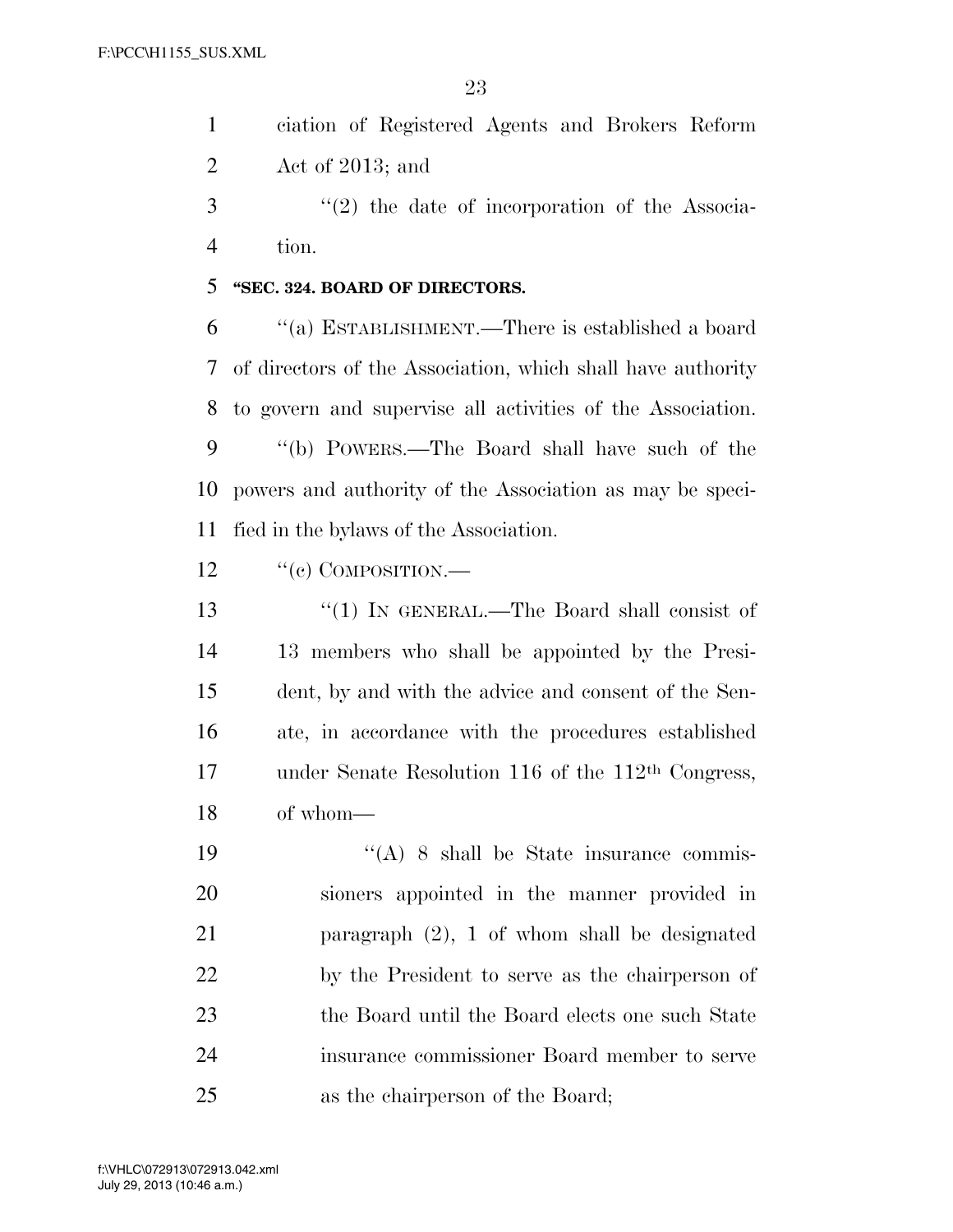ciation of Registered Agents and Brokers Reform Act of 2013; and

''(2) the date of incorporation of the Association.

**''SEC. 324. BOARD OF DIRECTORS.**

''(a) ESTABLISHMENT.—There is established a board of directors of the Association, which shall have authority to govern and supervise all activities of the Association.

''(b) POWERS.—The Board shall have such of the powers and authority of the Association as may be specified in the bylaws of the Association.

''(c) COMPOSITION.—

''(1) IN GENERAL.—The Board shall consist of 13 members who shall be appointed by the President, by and with the advice and consent of the Senate, in accordance with the procedures established under Senate Resolution 116 of the 112th Congress, of whom—

''(A) 8 shall be State insurance commissioners appointed in the manner provided in paragraph (2), 1 of whom shall be designated by the President to serve as the chairperson of the Board until the Board elects one such State insurance commissioner Board member to serve as the chairperson of the Board;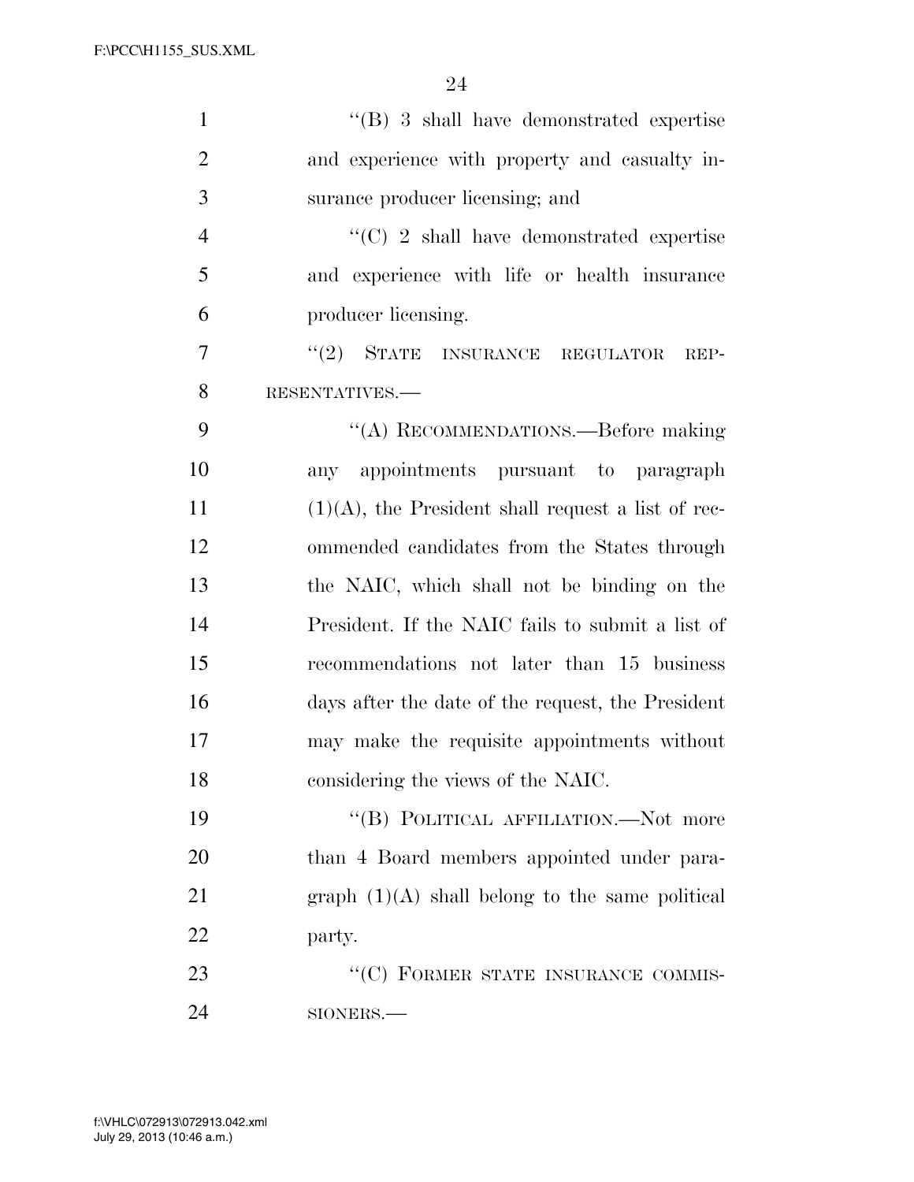''(B) 3 shall have demonstrated expertise and experience with property and casualty insurance producer licensing; and

''(C) 2 shall have demonstrated expertise and experience with life or health insurance producer licensing.

''(2) STATE INSURANCE REGULATOR REPRESENTATIVES.—

''(A) RECOMMENDATIONS.—Before making any appointments pursuant to paragraph (1)(A), the President shall request a list of recommended candidates from the States through the NAIC, which shall not be binding on the President. If the NAIC fails to submit a list of recommendations not later than 15 business days after the date of the request, the President may make the requisite appointments without considering the views of the NAIC.

''(B) POLITICAL AFFILIATION.—Not more than 4 Board members appointed under paragraph (1)(A) shall belong to the same political party.

''(C) FORMER STATE INSURANCE COMMISSIONERS.—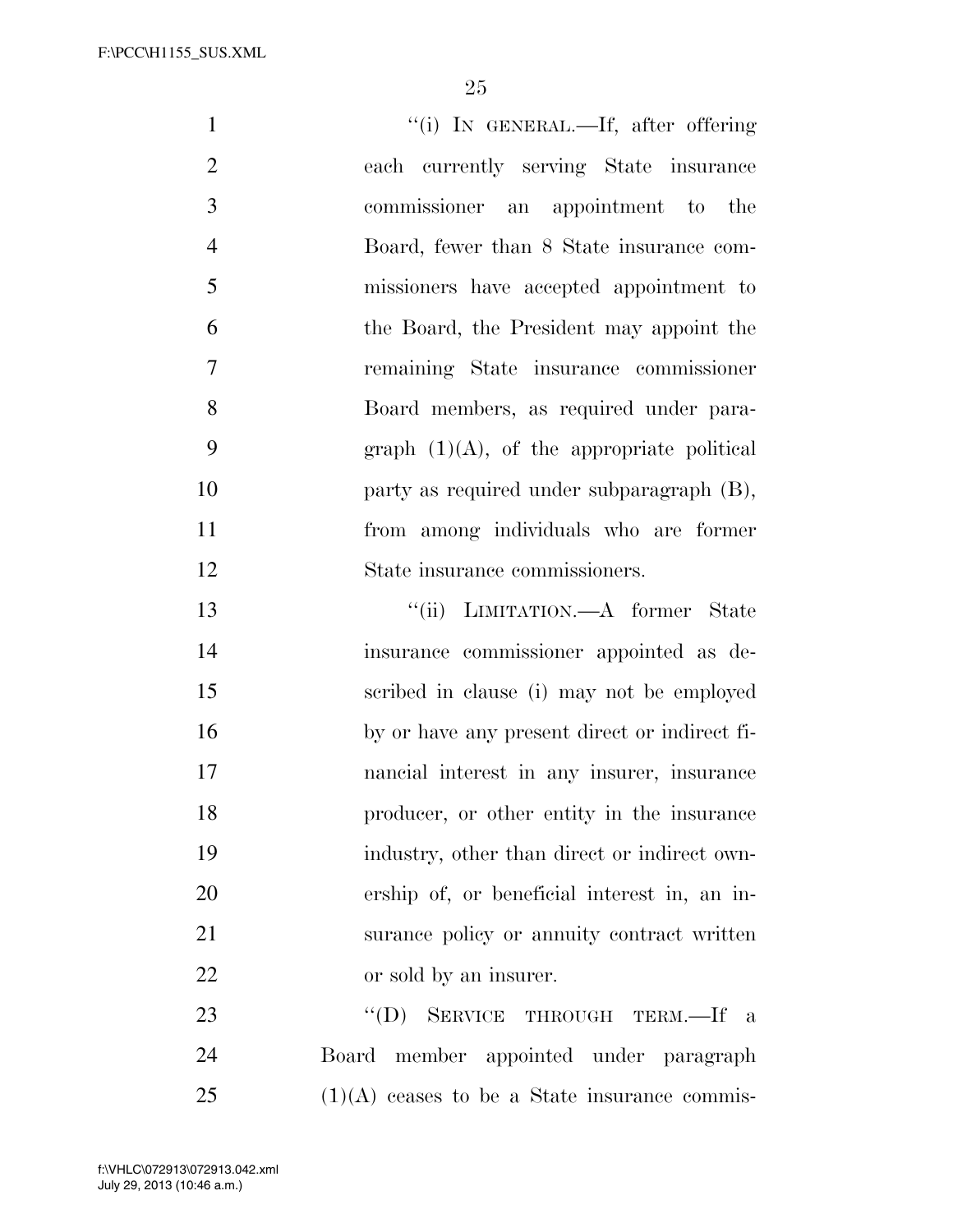"(i) IN GENERAL.—If, after offering each currently serving State insurance commissioner an appointment to the Board, fewer than 8 State insurance commissioners have accepted appointment to the Board, the President may appoint the remaining State insurance commissioner Board members, as required under paragraph (1)(A), of the appropriate political party as required under subparagraph (B), from among individuals who are former State insurance commissioners.

"(ii) LIMITATION.—A former State insurance commissioner appointed as described in clause (i) may not be employed by or have any present direct or indirect financial interest in any insurer, insurance producer, or other entity in the insurance industry, other than direct or indirect ownership of, or beneficial interest in, an insurance policy or annuity contract written or sold by an insurer.

"(D) SERVICE THROUGH TERM.—If a Board member appointed under paragraph (1)(A) ceases to be a State insurance commis-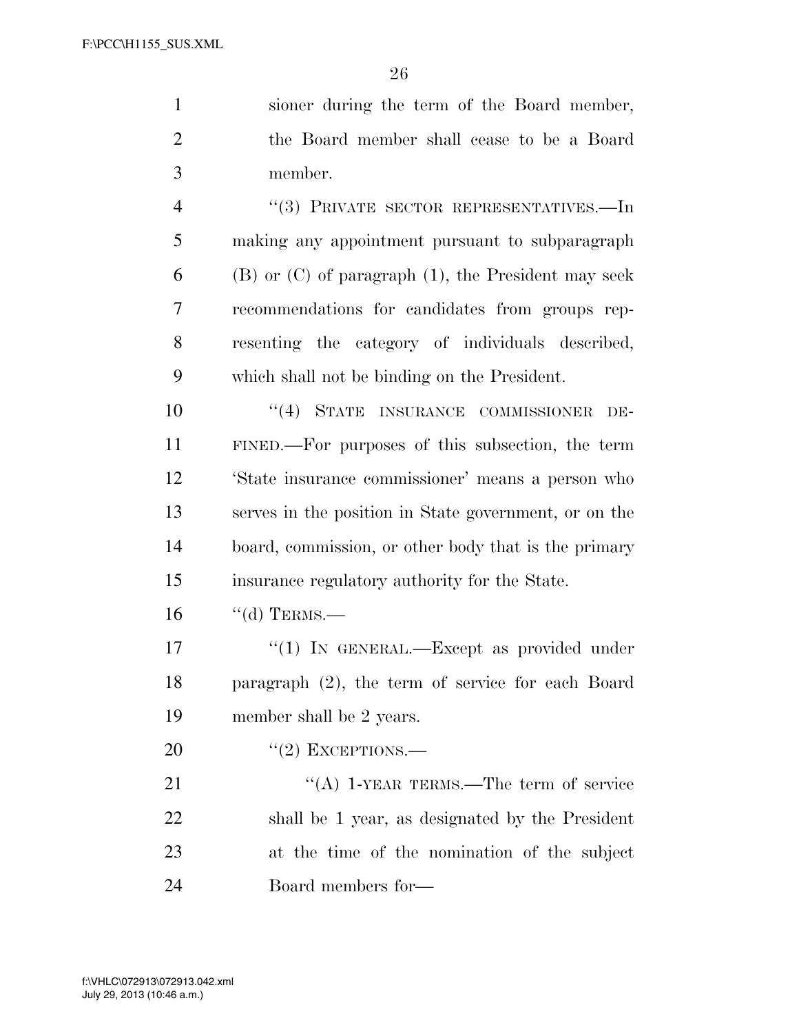sioner during the term of the Board member, the Board member shall cease to be a Board member.

"(3) PRIVATE SECTOR REPRESENTATIVES.—In making any appointment pursuant to subparagraph (B) or (C) of paragraph (1), the President may seek recommendations for candidates from groups representing the category of individuals described, which shall not be binding on the President.

"(4) STATE INSURANCE COMMISSIONER DEFINED.—For purposes of this subsection, the term 'State insurance commissioner' means a person who serves in the position in State government, or on the board, commission, or other body that is the primary insurance regulatory authority for the State.

"(d) TERMS.—

"(1) IN GENERAL.—Except as provided under paragraph (2), the term of service for each Board member shall be 2 years.

"(2) EXCEPTIONS.—

"(A) 1-YEAR TERMS.—The term of service shall be 1 year, as designated by the President at the time of the nomination of the subject Board members for—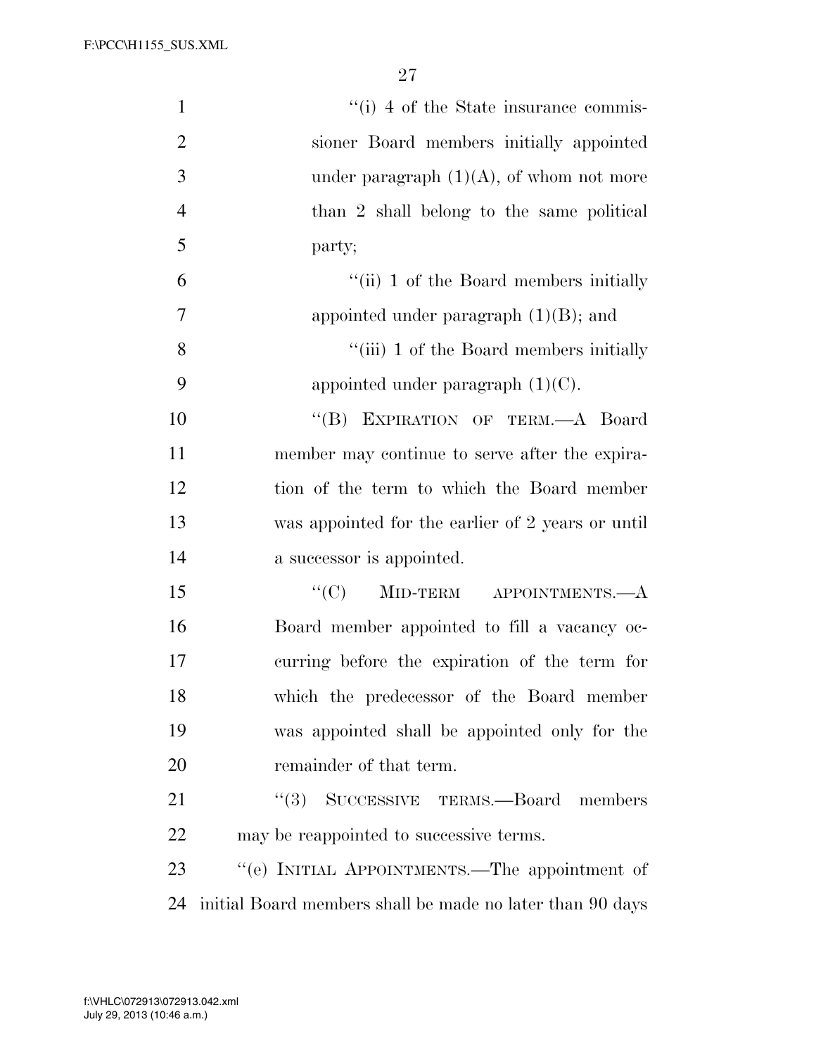''(i) 4 of the State insurance commissioner Board members initially appointed under paragraph (1)(A), of whom not more than 2 shall belong to the same political party;

''(ii) 1 of the Board members initially appointed under paragraph (1)(B); and

''(iii) 1 of the Board members initially appointed under paragraph (1)(C).

''(B) EXPIRATION OF TERM.—A Board member may continue to serve after the expiration of the term to which the Board member was appointed for the earlier of 2 years or until a successor is appointed.

''(C) MID-TERM APPOINTMENTS.—A Board member appointed to fill a vacancy occurring before the expiration of the term for which the predecessor of the Board member was appointed shall be appointed only for the remainder of that term.

''(3) SUCCESSIVE TERMS.—Board members may be reappointed to successive terms.

''(e) INITIAL APPOINTMENTS.—The appointment of initial Board members shall be made no later than 90 days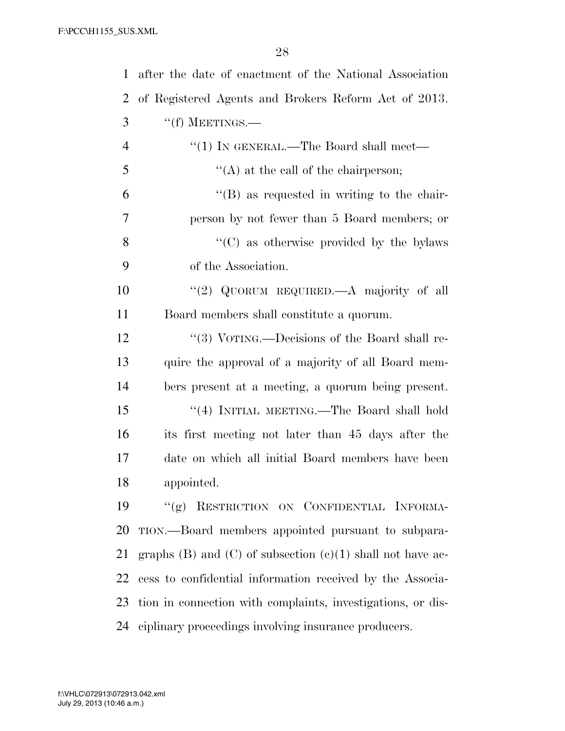after the date of enactment of the National Association of Registered Agents and Brokers Reform Act of 2013.

''(f) MEETINGS.—

''(1) IN GENERAL.—The Board shall meet—

''(A) at the call of the chairperson;

''(B) as requested in writing to the chairperson by not fewer than 5 Board members; or

''(C) as otherwise provided by the bylaws of the Association.

''(2) QUORUM REQUIRED.—A majority of all Board members shall constitute a quorum.

''(3) VOTING.—Decisions of the Board shall require the approval of a majority of all Board members present at a meeting, a quorum being present.

''(4) INITIAL MEETING.—The Board shall hold its first meeting not later than 45 days after the date on which all initial Board members have been appointed.

''(g) RESTRICTION ON CONFIDENTIAL INFORMATION.—Board members appointed pursuant to subparagraphs (B) and (C) of subsection (c)(1) shall not have access to confidential information received by the Association in connection with complaints, investigations, or disciplinary proceedings involving insurance producers.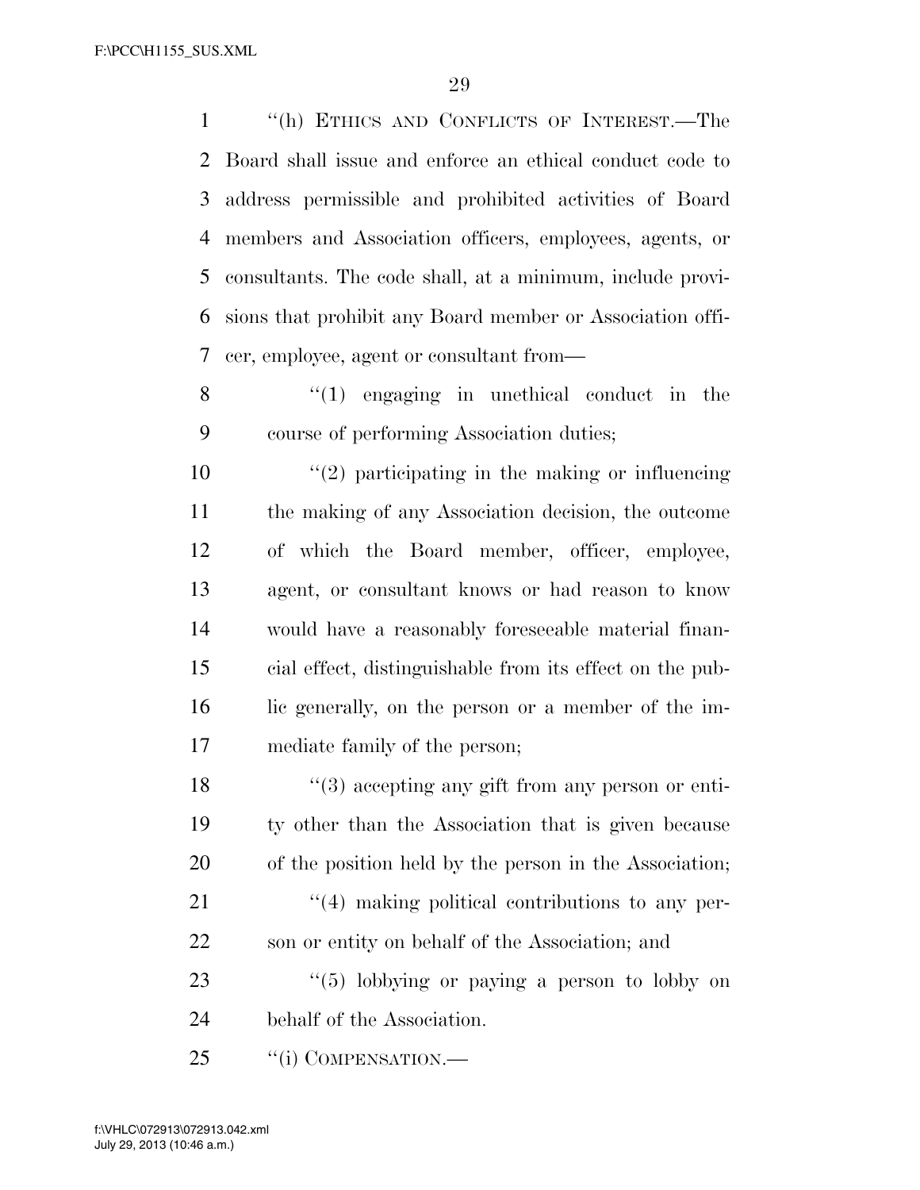''(h) ETHICS AND CONFLICTS OF INTEREST.—The Board shall issue and enforce an ethical conduct code to address permissible and prohibited activities of Board members and Association officers, employees, agents, or consultants. The code shall, at a minimum, include provisions that prohibit any Board member or Association officer, employee, agent or consultant from—

''(1) engaging in unethical conduct in the course of performing Association duties;

''(2) participating in the making or influencing the making of any Association decision, the outcome of which the Board member, officer, employee, agent, or consultant knows or had reason to know would have a reasonably foreseeable material financial effect, distinguishable from its effect on the public generally, on the person or a member of the immediate family of the person;

''(3) accepting any gift from any person or entity other than the Association that is given because of the position held by the person in the Association;

''(4) making political contributions to any person or entity on behalf of the Association; and

''(5) lobbying or paying a person to lobby on behalf of the Association.

''(i) COMPENSATION.—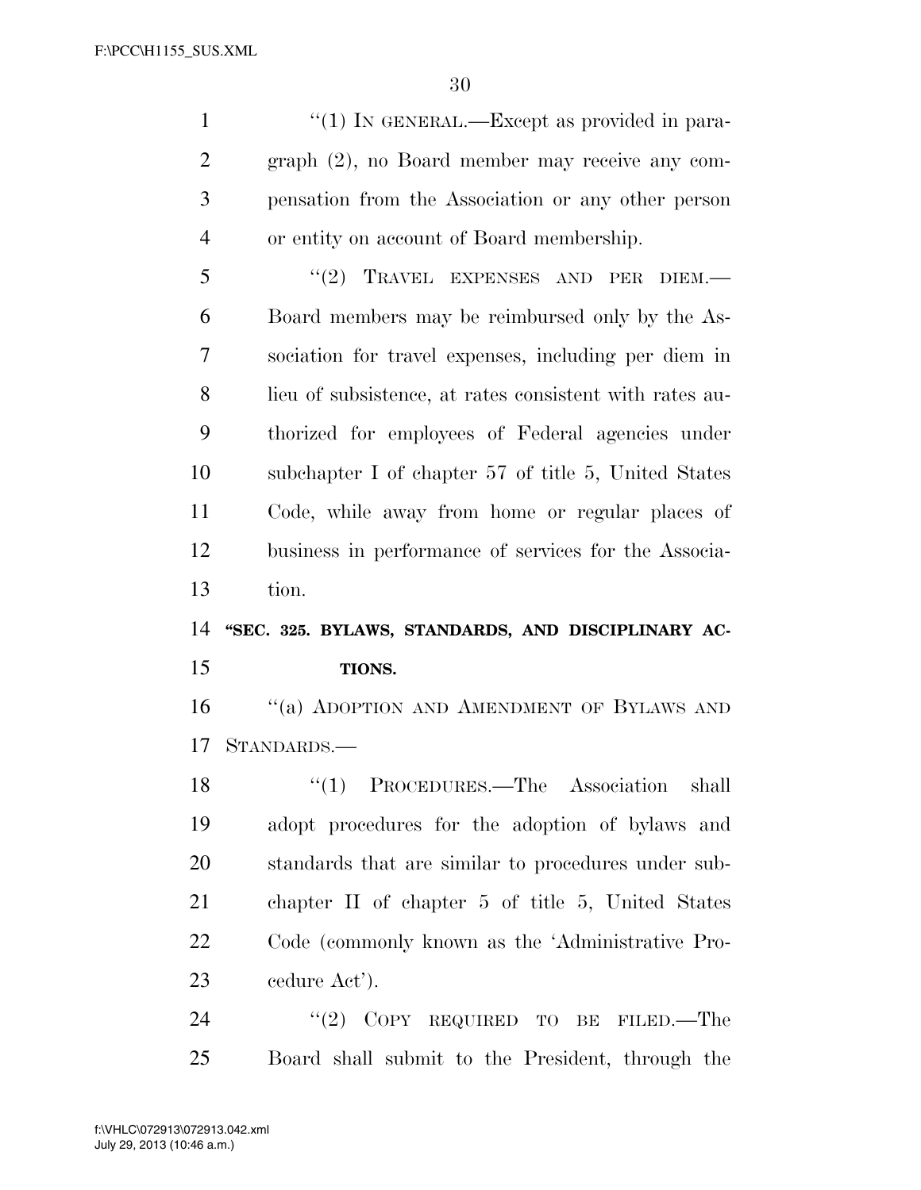“(1) IN GENERAL.—Except as provided in paragraph (2), no Board member may receive any compensation from the Association or any other person or entity on account of Board membership.

“(2) TRAVEL EXPENSES AND PER DIEM.—Board members may be reimbursed only by the Association for travel expenses, including per diem in lieu of subsistence, at rates consistent with rates authorized for employees of Federal agencies under subchapter I of chapter 57 of title 5, United States Code, while away from home or regular places of business in performance of services for the Association.

**“SEC. 325. BYLAWS, STANDARDS, AND DISCIPLINARY ACTIONS.**

“(a) ADOPTION AND AMENDMENT OF BYLAWS AND STANDARDS.—

“(1) PROCEDURES.—The Association shall adopt procedures for the adoption of bylaws and standards that are similar to procedures under subchapter II of chapter 5 of title 5, United States Code (commonly known as the ‘Administrative Procedure Act’).

“(2) COPY REQUIRED TO BE FILED.—The Board shall submit to the President, through the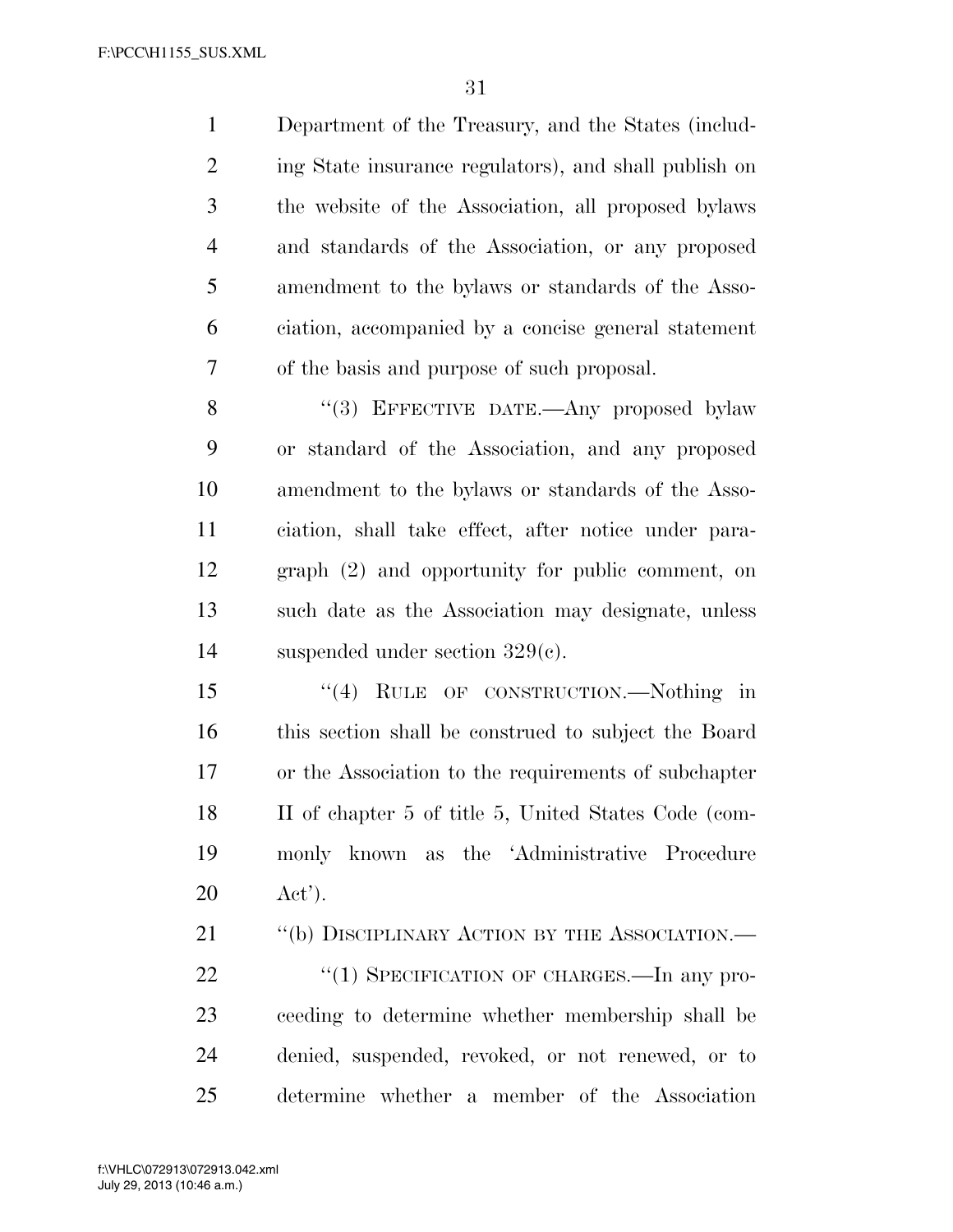Department of the Treasury, and the States (including State insurance regulators), and shall publish on the website of the Association, all proposed bylaws and standards of the Association, or any proposed amendment to the bylaws or standards of the Association, accompanied by a concise general statement of the basis and purpose of such proposal.

"(3) EFFECTIVE DATE.—Any proposed bylaw or standard of the Association, and any proposed amendment to the bylaws or standards of the Association, shall take effect, after notice under paragraph (2) and opportunity for public comment, on such date as the Association may designate, unless suspended under section 329(c).

"(4) RULE OF CONSTRUCTION.—Nothing in this section shall be construed to subject the Board or the Association to the requirements of subchapter II of chapter 5 of title 5, United States Code (commonly known as the 'Administrative Procedure Act').

"(b) DISCIPLINARY ACTION BY THE ASSOCIATION.—

"(1) SPECIFICATION OF CHARGES.—In any proceeding to determine whether membership shall be denied, suspended, revoked, or not renewed, or to determine whether a member of the Association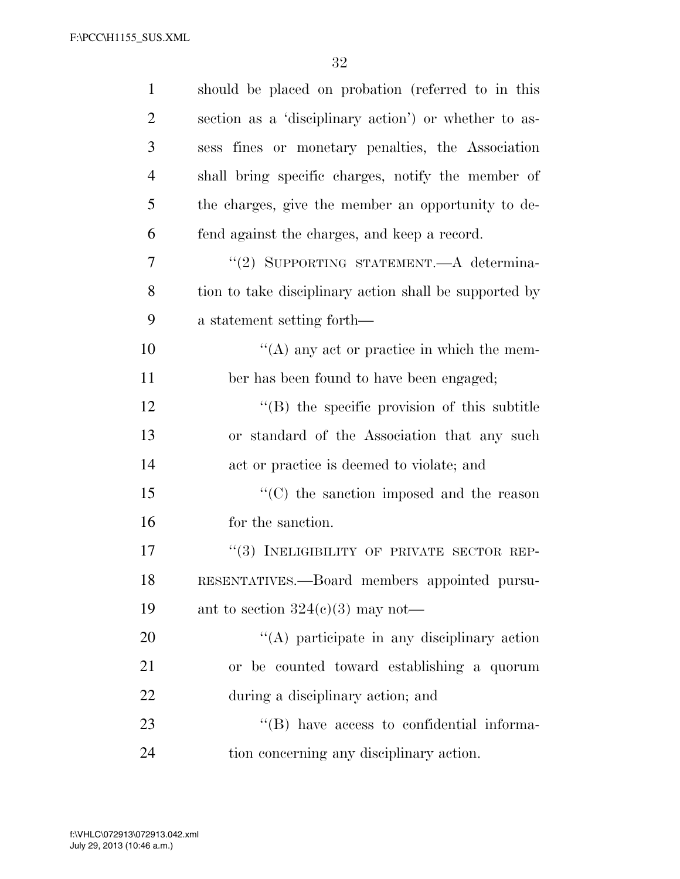should be placed on probation (referred to in this section as a 'disciplinary action') or whether to assess fines or monetary penalties, the Association shall bring specific charges, notify the member of the charges, give the member an opportunity to defend against the charges, and keep a record.

"(2) SUPPORTING STATEMENT.—A determination to take disciplinary action shall be supported by a statement setting forth—

"(A) any act or practice in which the member has been found to have been engaged;

"(B) the specific provision of this subtitle or standard of the Association that any such act or practice is deemed to violate; and

"(C) the sanction imposed and the reason for the sanction.

"(3) INELIGIBILITY OF PRIVATE SECTOR REPRESENTATIVES.—Board members appointed pursuant to section 324(c)(3) may not—

"(A) participate in any disciplinary action or be counted toward establishing a quorum during a disciplinary action; and

"(B) have access to confidential information concerning any disciplinary action.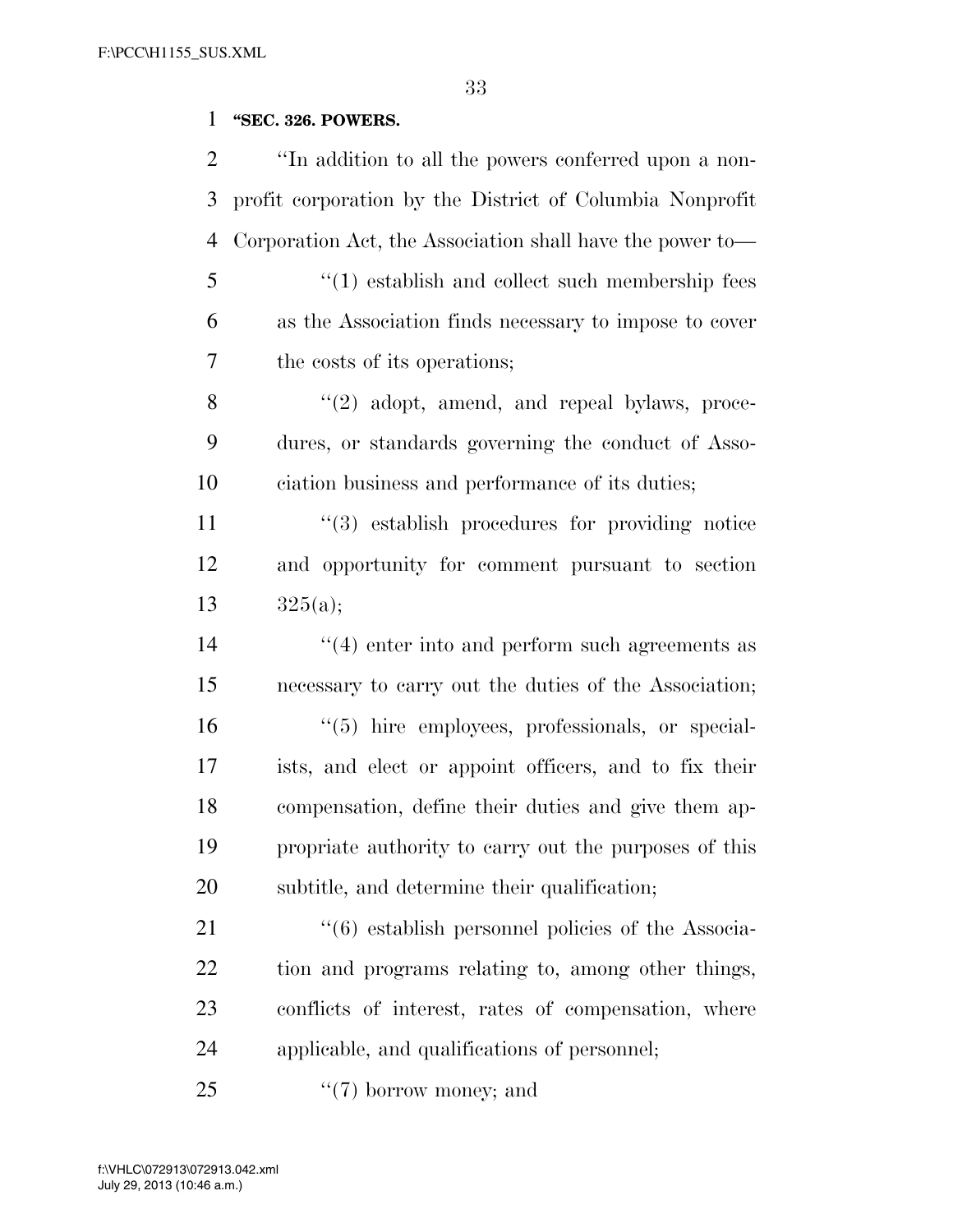**"SEC. 326. POWERS.**

"In addition to all the powers conferred upon a nonprofit corporation by the District of Columbia Nonprofit Corporation Act, the Association shall have the power to—

"(1) establish and collect such membership fees as the Association finds necessary to impose to cover the costs of its operations;

"(2) adopt, amend, and repeal bylaws, procedures, or standards governing the conduct of Association business and performance of its duties;

"(3) establish procedures for providing notice and opportunity for comment pursuant to section 325(a);

"(4) enter into and perform such agreements as necessary to carry out the duties of the Association;

"(5) hire employees, professionals, or specialists, and elect or appoint officers, and to fix their compensation, define their duties and give them appropriate authority to carry out the purposes of this subtitle, and determine their qualification;

"(6) establish personnel policies of the Association and programs relating to, among other things, conflicts of interest, rates of compensation, where applicable, and qualifications of personnel;

"(7) borrow money; and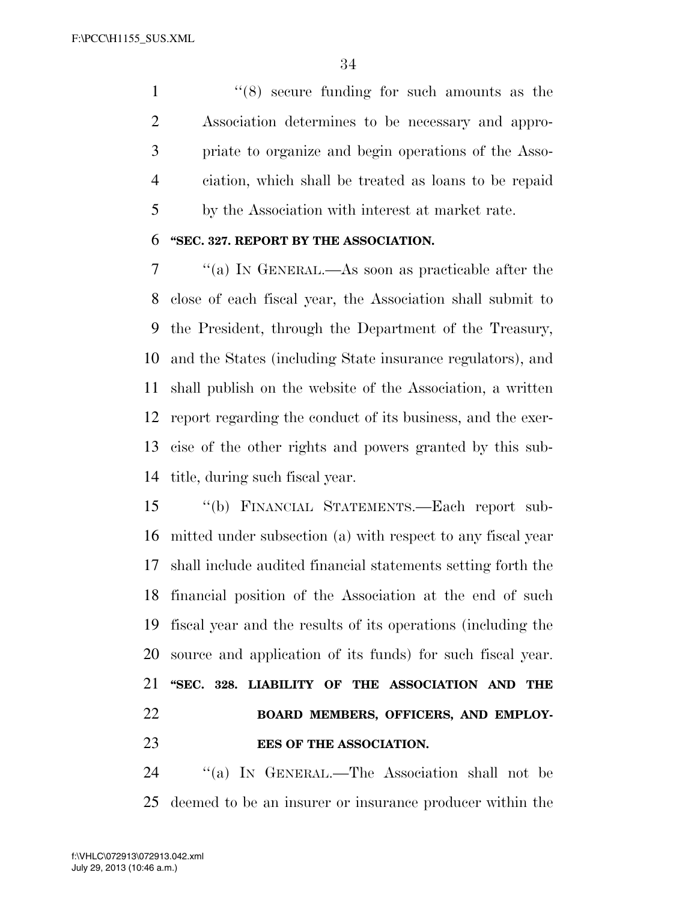''(8) secure funding for such amounts as the Association determines to be necessary and appropriate to organize and begin operations of the Association, which shall be treated as loans to be repaid by the Association with interest at market rate.

**''SEC. 327. REPORT BY THE ASSOCIATION.**

''(a) IN GENERAL.—As soon as practicable after the close of each fiscal year, the Association shall submit to the President, through the Department of the Treasury, and the States (including State insurance regulators), and shall publish on the website of the Association, a written report regarding the conduct of its business, and the exercise of the other rights and powers granted by this subtitle, during such fiscal year.

''(b) FINANCIAL STATEMENTS.—Each report submitted under subsection (a) with respect to any fiscal year shall include audited financial statements setting forth the financial position of the Association at the end of such fiscal year and the results of its operations (including the source and application of its funds) for such fiscal year.

**''SEC. 328. LIABILITY OF THE ASSOCIATION AND THE BOARD MEMBERS, OFFICERS, AND EMPLOYEES OF THE ASSOCIATION.**

''(a) IN GENERAL.—The Association shall not be deemed to be an insurer or insurance producer within the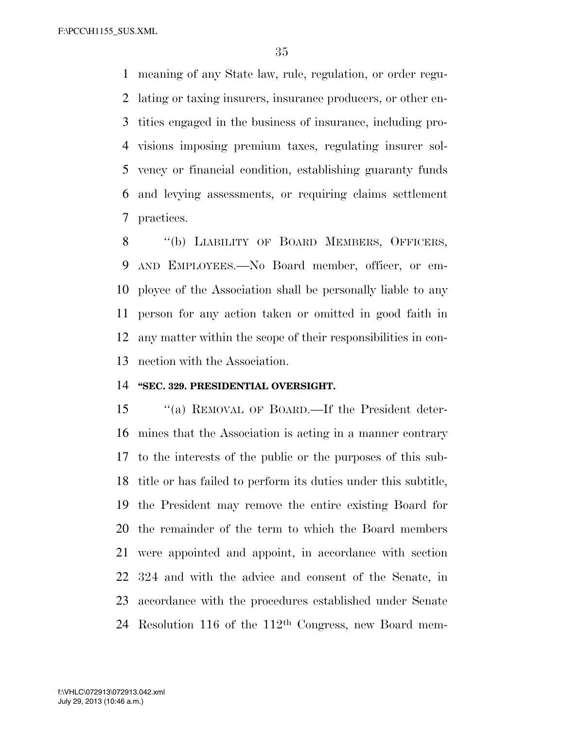meaning of any State law, rule, regulation, or order regulating or taxing insurers, insurance producers, or other entities engaged in the business of insurance, including provisions imposing premium taxes, regulating insurer solvency or financial condition, establishing guaranty funds and levying assessments, or requiring claims settlement practices.

"(b) LIABILITY OF BOARD MEMBERS, OFFICERS, AND EMPLOYEES.—No Board member, officer, or employee of the Association shall be personally liable to any person for any action taken or omitted in good faith in any matter within the scope of their responsibilities in connection with the Association.

**"SEC. 329. PRESIDENTIAL OVERSIGHT.**

"(a) REMOVAL OF BOARD.—If the President determines that the Association is acting in a manner contrary to the interests of the public or the purposes of this subtitle or has failed to perform its duties under this subtitle, the President may remove the entire existing Board for the remainder of the term to which the Board members were appointed and appoint, in accordance with section 324 and with the advice and consent of the Senate, in accordance with the procedures established under Senate Resolution 116 of the 112th Congress, new Board mem-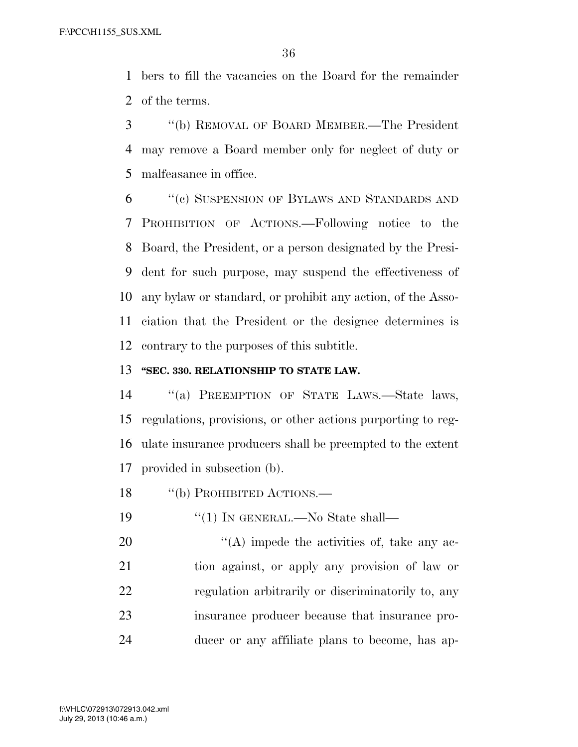bers to fill the vacancies on the Board for the remainder of the terms.

"(b) REMOVAL OF BOARD MEMBER.—The President may remove a Board member only for neglect of duty or malfeasance in office.

"(c) SUSPENSION OF BYLAWS AND STANDARDS AND PROHIBITION OF ACTIONS.—Following notice to the Board, the President, or a person designated by the President for such purpose, may suspend the effectiveness of any bylaw or standard, or prohibit any action, of the Association that the President or the designee determines is contrary to the purposes of this subtitle.

**"SEC. 330. RELATIONSHIP TO STATE LAW.**

"(a) PREEMPTION OF STATE LAWS.—State laws, regulations, provisions, or other actions purporting to regulate insurance producers shall be preempted to the extent provided in subsection (b).

"(b) PROHIBITED ACTIONS.—

"(1) IN GENERAL.—No State shall—

"(A) impede the activities of, take any action against, or apply any provision of law or regulation arbitrarily or discriminatorily to, any insurance producer because that insurance producer or any affiliate plans to become, has ap-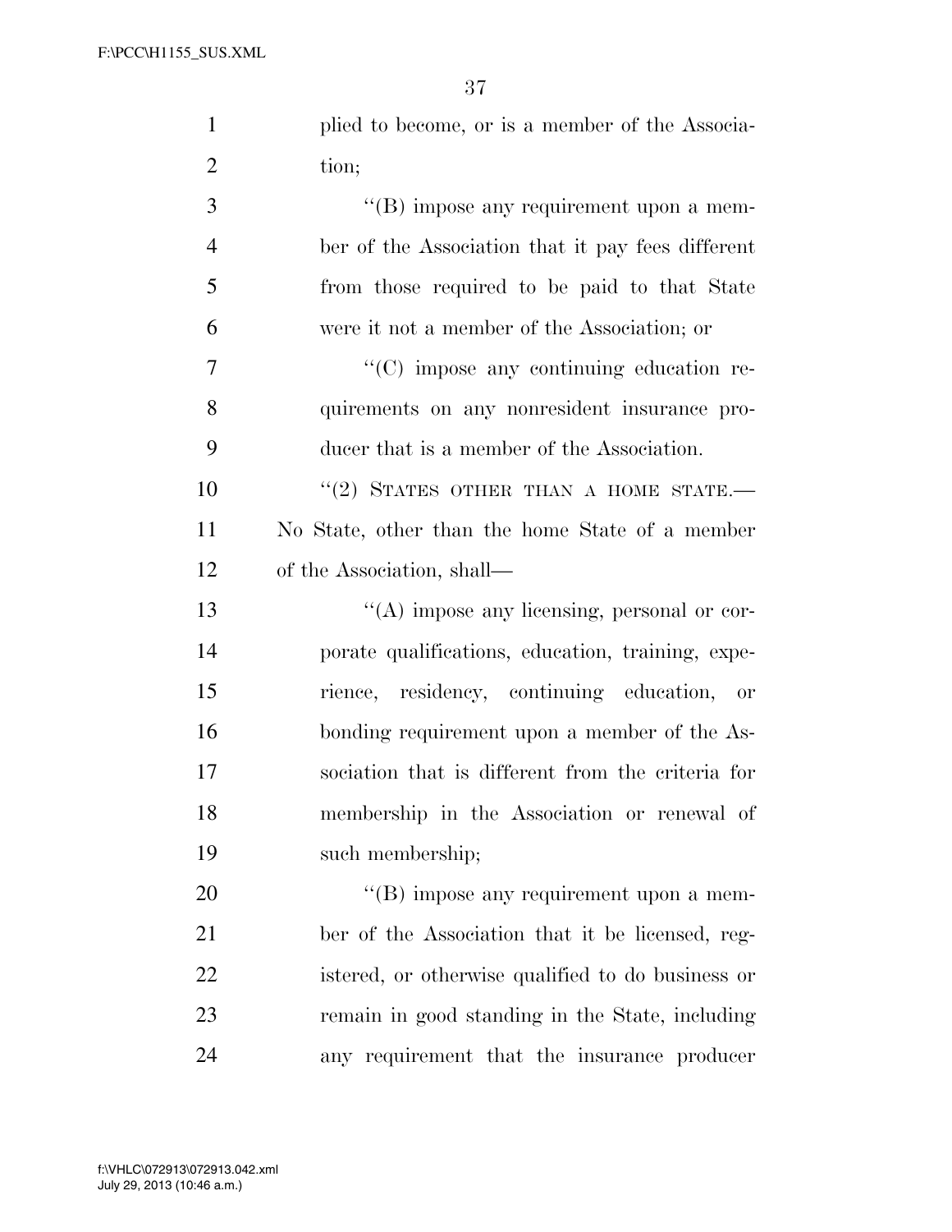plied to become, or is a member of the Association;

"(B) impose any requirement upon a member of the Association that it pay fees different from those required to be paid to that State were it not a member of the Association; or

"(C) impose any continuing education requirements on any nonresident insurance producer that is a member of the Association.

"(2) STATES OTHER THAN A HOME STATE.—No State, other than the home State of a member of the Association, shall—

"(A) impose any licensing, personal or corporate qualifications, education, training, experience, residency, continuing education, or bonding requirement upon a member of the Association that is different from the criteria for membership in the Association or renewal of such membership;

"(B) impose any requirement upon a member of the Association that it be licensed, registered, or otherwise qualified to do business or remain in good standing in the State, including any requirement that the insurance producer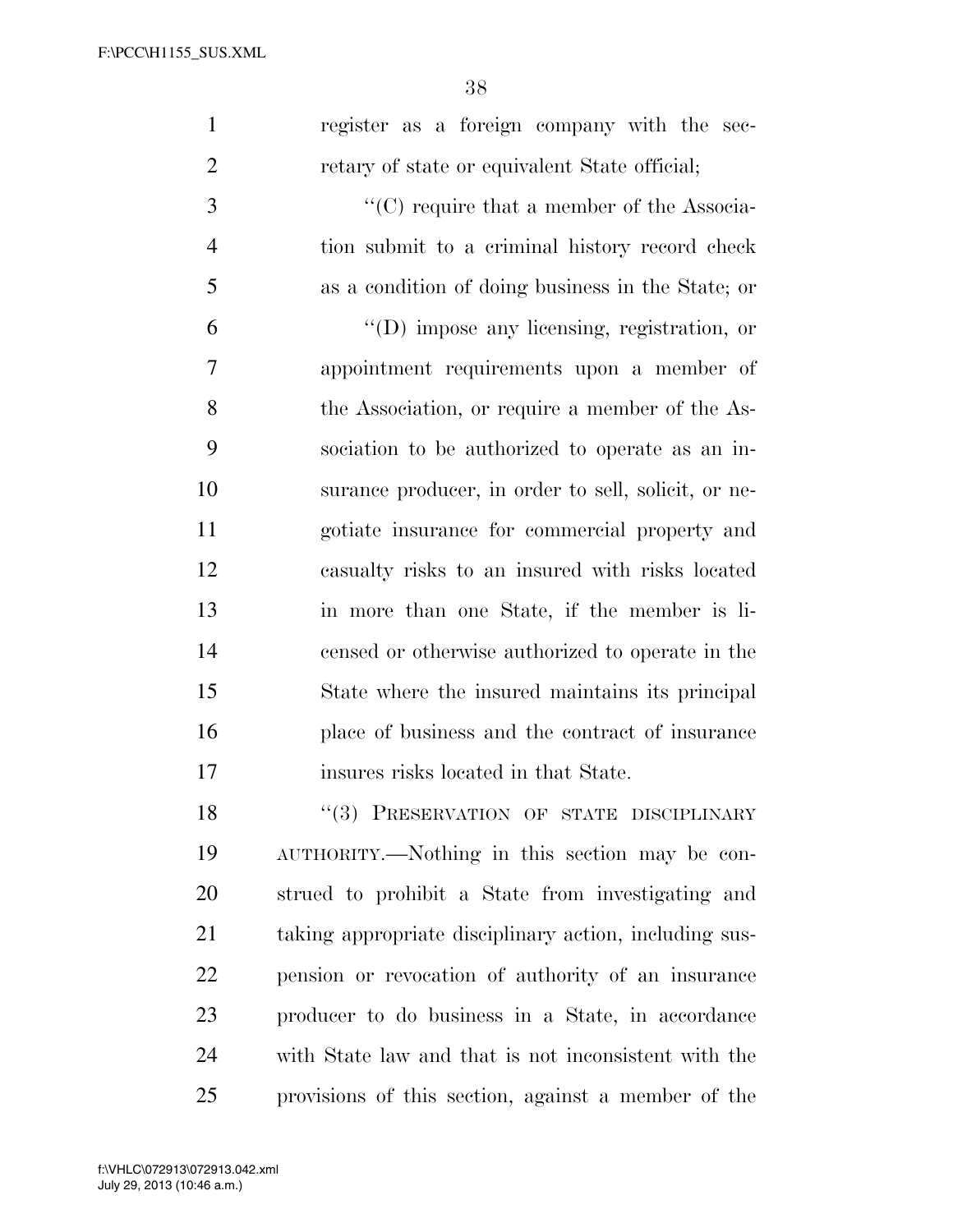register as a foreign company with the secretary of state or equivalent State official;

"(C) require that a member of the Association submit to a criminal history record check as a condition of doing business in the State; or

"(D) impose any licensing, registration, or appointment requirements upon a member of the Association, or require a member of the Association to be authorized to operate as an insurance producer, in order to sell, solicit, or negotiate insurance for commercial property and casualty risks to an insured with risks located in more than one State, if the member is licensed or otherwise authorized to operate in the State where the insured maintains its principal place of business and the contract of insurance insures risks located in that State.

"(3) PRESERVATION OF STATE DISCIPLINARY AUTHORITY.—Nothing in this section may be construed to prohibit a State from investigating and taking appropriate disciplinary action, including suspension or revocation of authority of an insurance producer to do business in a State, in accordance with State law and that is not inconsistent with the provisions of this section, against a member of the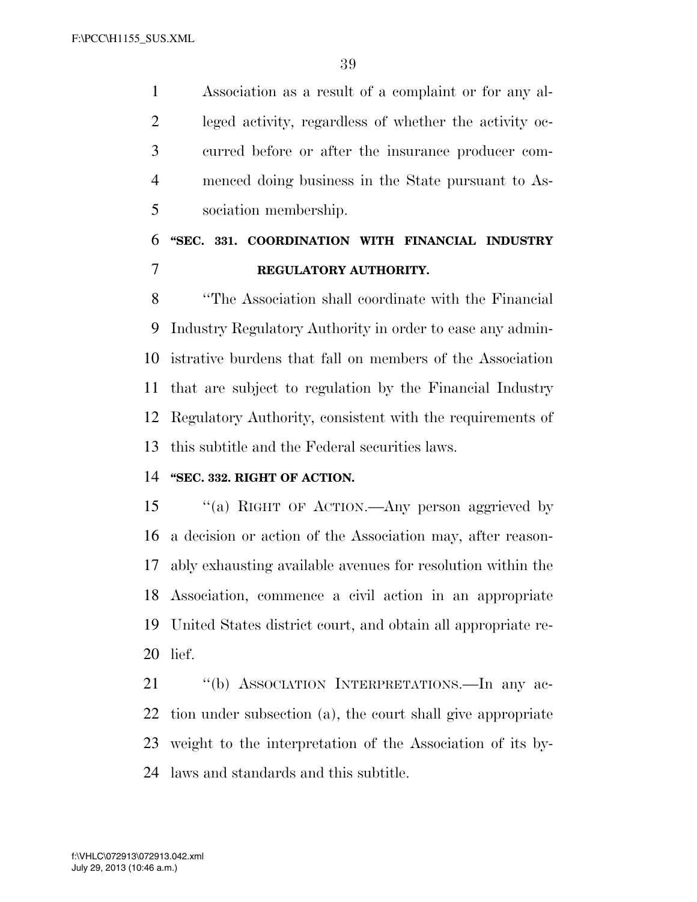Association as a result of a complaint or for any alleged activity, regardless of whether the activity occurred before or after the insurance producer commenced doing business in the State pursuant to Association membership.

### "SEC. 331. COORDINATION WITH FINANCIAL INDUSTRY REGULATORY AUTHORITY.

"The Association shall coordinate with the Financial Industry Regulatory Authority in order to ease any administrative burdens that fall on members of the Association that are subject to regulation by the Financial Industry Regulatory Authority, consistent with the requirements of this subtitle and the Federal securities laws.

### "SEC. 332. RIGHT OF ACTION.

"(a) RIGHT OF ACTION.—Any person aggrieved by a decision or action of the Association may, after reasonably exhausting available avenues for resolution within the Association, commence a civil action in an appropriate United States district court, and obtain all appropriate relief.

"(b) ASSOCIATION INTERPRETATIONS.—In any action under subsection (a), the court shall give appropriate weight to the interpretation of the Association of its bylaws and standards and this subtitle.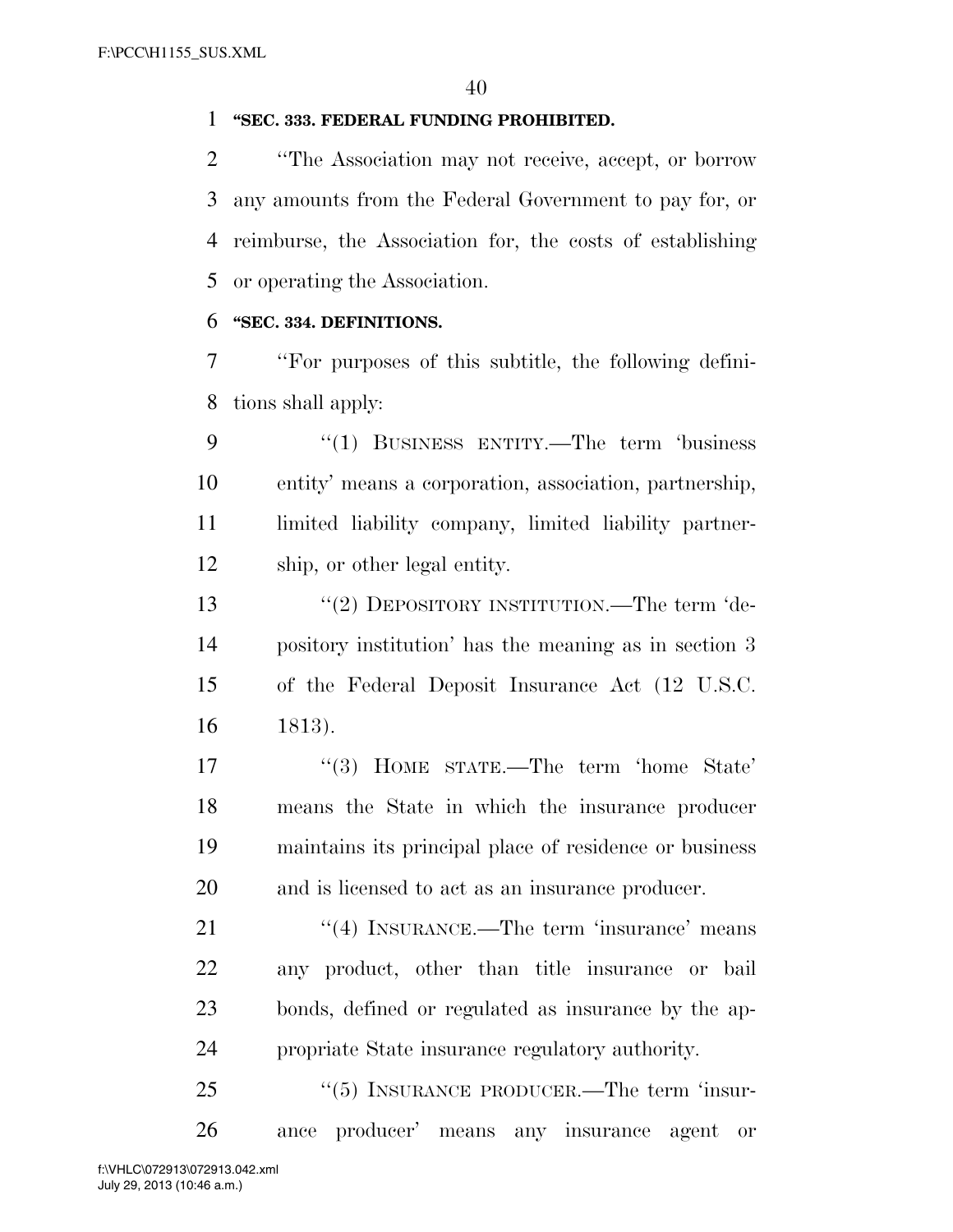**"SEC. 333. FEDERAL FUNDING PROHIBITED.**

"The Association may not receive, accept, or borrow any amounts from the Federal Government to pay for, or reimburse, the Association for, the costs of establishing or operating the Association.

**"SEC. 334. DEFINITIONS.**

"For purposes of this subtitle, the following definitions shall apply:

"(1) BUSINESS ENTITY.—The term 'business entity' means a corporation, association, partnership, limited liability company, limited liability partnership, or other legal entity.

"(2) DEPOSITORY INSTITUTION.—The term 'depository institution' has the meaning as in section 3 of the Federal Deposit Insurance Act (12 U.S.C. 1813).

"(3) HOME STATE.—The term 'home State' means the State in which the insurance producer maintains its principal place of residence or business and is licensed to act as an insurance producer.

"(4) INSURANCE.—The term 'insurance' means any product, other than title insurance or bail bonds, defined or regulated as insurance by the appropriate State insurance regulatory authority.

"(5) INSURANCE PRODUCER.—The term 'insurance producer' means any insurance agent or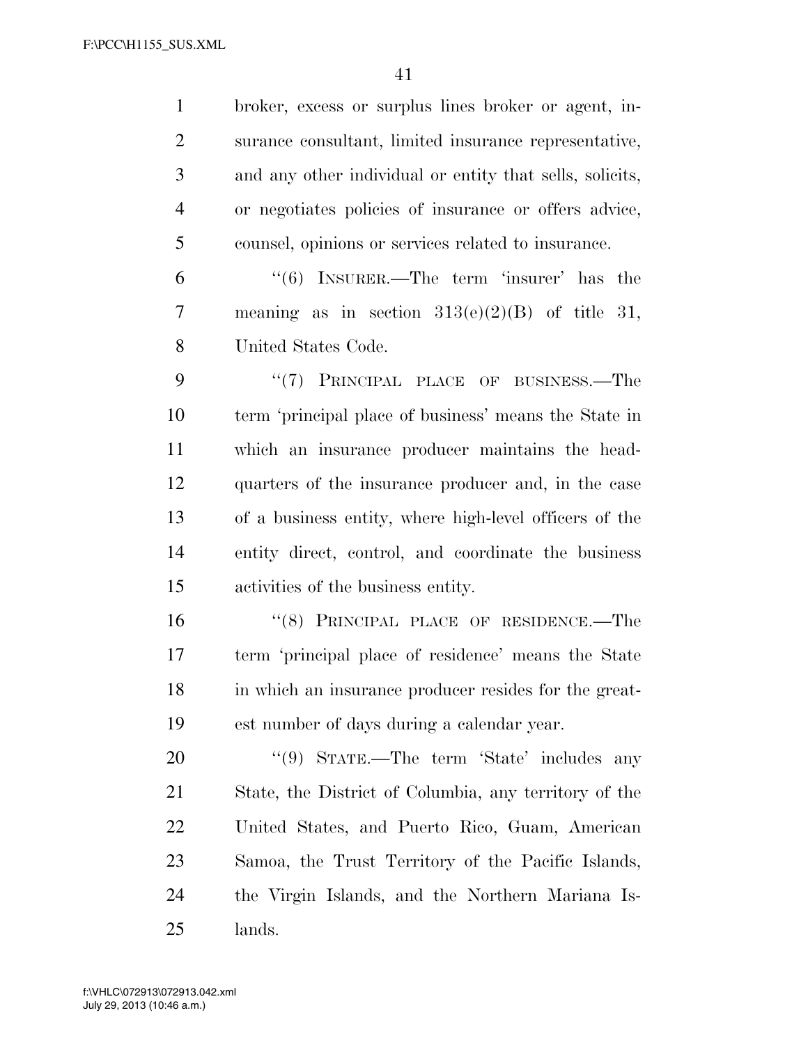broker, excess or surplus lines broker or agent, insurance consultant, limited insurance representative, and any other individual or entity that sells, solicits, or negotiates policies of insurance or offers advice, counsel, opinions or services related to insurance.

"(6) INSURER.—The term 'insurer' has the meaning as in section 313(e)(2)(B) of title 31, United States Code.

"(7) PRINCIPAL PLACE OF BUSINESS.—The term 'principal place of business' means the State in which an insurance producer maintains the headquarters of the insurance producer and, in the case of a business entity, where high-level officers of the entity direct, control, and coordinate the business activities of the business entity.

"(8) PRINCIPAL PLACE OF RESIDENCE.—The term 'principal place of residence' means the State in which an insurance producer resides for the greatest number of days during a calendar year.

"(9) STATE.—The term 'State' includes any State, the District of Columbia, any territory of the United States, and Puerto Rico, Guam, American Samoa, the Trust Territory of the Pacific Islands, the Virgin Islands, and the Northern Mariana Islands.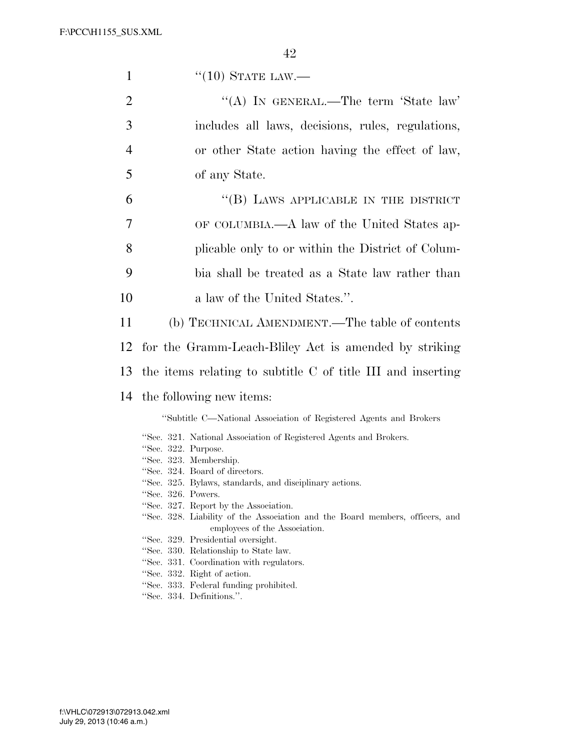''(10) STATE LAW.—

''(A) IN GENERAL.—The term 'State law' includes all laws, decisions, rules, regulations, or other State action having the effect of law, of any State.

''(B) LAWS APPLICABLE IN THE DISTRICT OF COLUMBIA.—A law of the United States applicable only to or within the District of Columbia shall be treated as a State law rather than a law of the United States.''.

(b) TECHNICAL AMENDMENT.—The table of contents for the Gramm-Leach-Bliley Act is amended by striking the items relating to subtitle C of title III and inserting the following new items:

''Subtitle C—National Association of Registered Agents and Brokers

''Sec. 321. National Association of Registered Agents and Brokers.
''Sec. 322. Purpose.
''Sec. 323. Membership.
''Sec. 324. Board of directors.
''Sec. 325. Bylaws, standards, and disciplinary actions.
''Sec. 326. Powers.
''Sec. 327. Report by the Association.
''Sec. 328. Liability of the Association and the Board members, officers, and employees of the Association.
''Sec. 329. Presidential oversight.
''Sec. 330. Relationship to State law.
''Sec. 331. Coordination with regulators.
''Sec. 332. Right of action.
''Sec. 333. Federal funding prohibited.
''Sec. 334. Definitions.''.